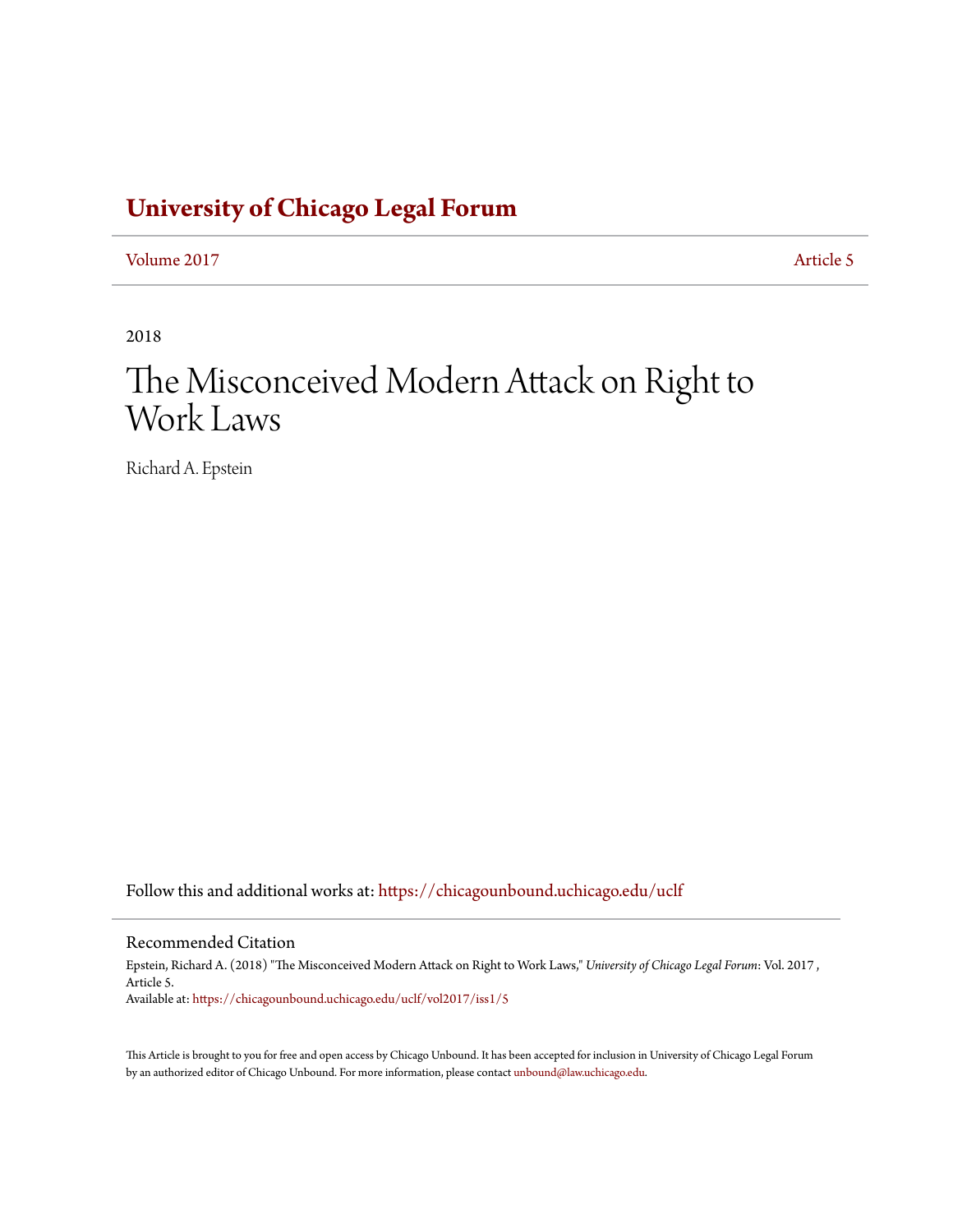# University of Chicago Legal Forum

Volume 2017 | Article 5

2018

# The Misconceived Modern Attack on Right to Work Laws

Richard A. Epstein

Follow this and additional works at: https://chicagounbound.uchicago.edu/uclf

## Recommended Citation

Epstein, Richard A. (2018) "The Misconceived Modern Attack on Right to Work Laws," *University of Chicago Legal Forum*: Vol. 2017 , Article 5.
Available at: https://chicagounbound.uchicago.edu/uclf/vol2017/iss1/5

This Article is brought to you for free and open access by Chicago Unbound. It has been accepted for inclusion in University of Chicago Legal Forum by an authorized editor of Chicago Unbound. For more information, please contact unbound@law.uchicago.edu.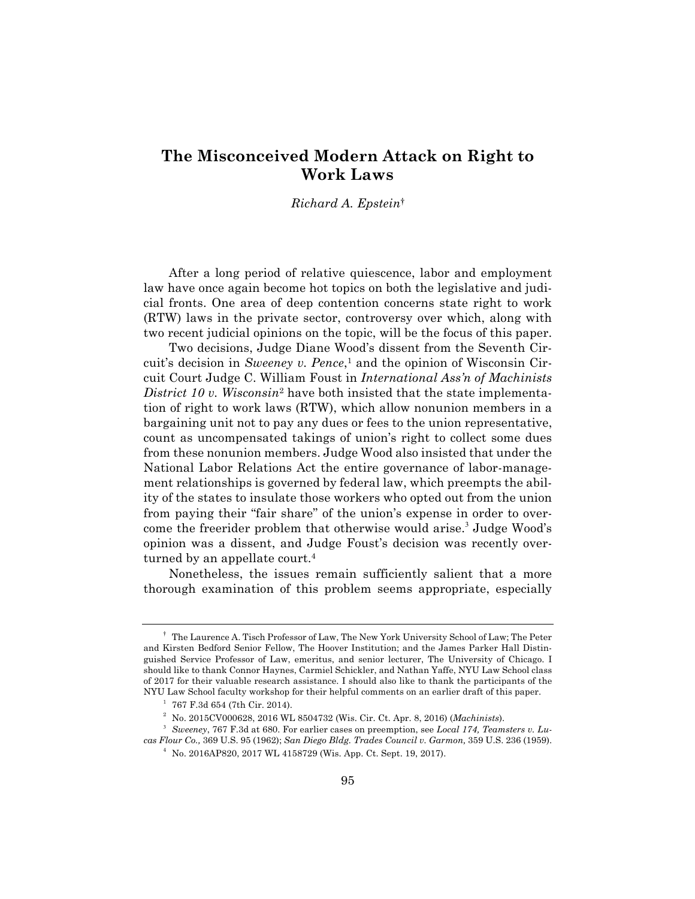# The Misconceived Modern Attack on Right to Work Laws

*Richard A. Epstein*[†]

After a long period of relative quiescence, labor and employment law have once again become hot topics on both the legislative and judicial fronts. One area of deep contention concerns state right to work (RTW) laws in the private sector, controversy over which, along with two recent judicial opinions on the topic, will be the focus of this paper.

Two decisions, Judge Diane Wood's dissent from the Seventh Circuit's decision in *Sweeney v. Pence*,[1] and the opinion of Wisconsin Circuit Court Judge C. William Foust in *International Ass'n of Machinists District 10 v. Wisconsin*[2] have both insisted that the state implementation of right to work laws (RTW), which allow nonunion members in a bargaining unit not to pay any dues or fees to the union representative, count as uncompensated takings of union's right to collect some dues from these nonunion members. Judge Wood also insisted that under the National Labor Relations Act the entire governance of labor-management relationships is governed by federal law, which preempts the ability of the states to insulate those workers who opted out from the union from paying their "fair share" of the union's expense in order to overcome the freerider problem that otherwise would arise.[3] Judge Wood's opinion was a dissent, and Judge Foust's decision was recently overturned by an appellate court.[4]

Nonetheless, the issues remain sufficiently salient that a more thorough examination of this problem seems appropriate, especially

---

[†] The Laurence A. Tisch Professor of Law, The New York University School of Law; The Peter and Kirsten Bedford Senior Fellow, The Hoover Institution; and the James Parker Hall Distinguished Service Professor of Law, emeritus, and senior lecturer, The University of Chicago. I should like to thank Connor Haynes, Carmiel Schickler, and Nathan Yaffe, NYU Law School class of 2017 for their valuable research assistance. I should also like to thank the participants of the NYU Law School faculty workshop for their helpful comments on an earlier draft of this paper.

[1] 767 F.3d 654 (7th Cir. 2014).

[2] No. 2015CV000628, 2016 WL 8504732 (Wis. Cir. Ct. Apr. 8, 2016) (*Machinists*).

[3] *Sweeney*, 767 F.3d at 680. For earlier cases on preemption, see *Local 174, Teamsters v. Lucas Flour Co.,* 369 U.S. 95 (1962); *San Diego Bldg. Trades Council v. Garmon,* 359 U.S. 236 (1959).

[4] No. 2016AP820, 2017 WL 4158729 (Wis. App. Ct. Sept. 19, 2017).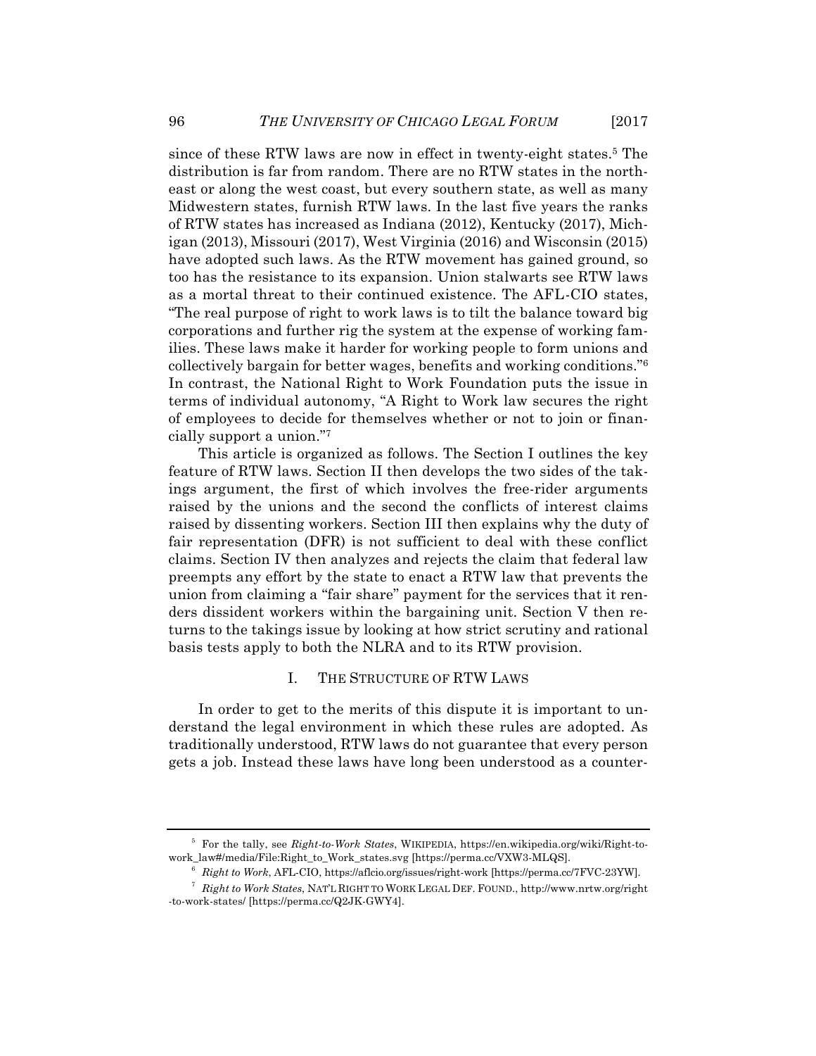since of these RTW laws are now in effect in twenty-eight states.[5] The distribution is far from random. There are no RTW states in the northeast or along the west coast, but every southern state, as well as many Midwestern states, furnish RTW laws. In the last five years the ranks of RTW states has increased as Indiana (2012), Kentucky (2017), Michigan (2013), Missouri (2017), West Virginia (2016) and Wisconsin (2015) have adopted such laws. As the RTW movement has gained ground, so too has the resistance to its expansion. Union stalwarts see RTW laws as a mortal threat to their continued existence. The AFL-CIO states, "The real purpose of right to work laws is to tilt the balance toward big corporations and further rig the system at the expense of working families. These laws make it harder for working people to form unions and collectively bargain for better wages, benefits and working conditions."[6] In contrast, the National Right to Work Foundation puts the issue in terms of individual autonomy, "A Right to Work law secures the right of employees to decide for themselves whether or not to join or financially support a union."[7]

This article is organized as follows. The Section I outlines the key feature of RTW laws. Section II then develops the two sides of the takings argument, the first of which involves the free-rider arguments raised by the unions and the second the conflicts of interest claims raised by dissenting workers. Section III then explains why the duty of fair representation (DFR) is not sufficient to deal with these conflict claims. Section IV then analyzes and rejects the claim that federal law preempts any effort by the state to enact a RTW law that prevents the union from claiming a "fair share" payment for the services that it renders dissident workers within the bargaining unit. Section V then returns to the takings issue by looking at how strict scrutiny and rational basis tests apply to both the NLRA and to its RTW provision.

## I. THE STRUCTURE OF RTW LAWS

In order to get to the merits of this dispute it is important to understand the legal environment in which these rules are adopted. As traditionally understood, RTW laws do not guarantee that every person gets a job. Instead these laws have long been understood as a counter-

---

[5] For the tally, see *Right-to-Work States*, WIKIPEDIA, https://en.wikipedia.org/wiki/Right-to-work_law#/media/File:Right_to_Work_states.svg [https://perma.cc/VXW3-MLQS].

[6] *Right to Work*, AFL-CIO, https://aflcio.org/issues/right-work [https://perma.cc/7FVC-23YW].

[7] *Right to Work States*, NAT'L RIGHT TO WORK LEGAL DEF. FOUND., http://www.nrtw.org/right-to-work-states/ [https://perma.cc/Q2JK-GWY4].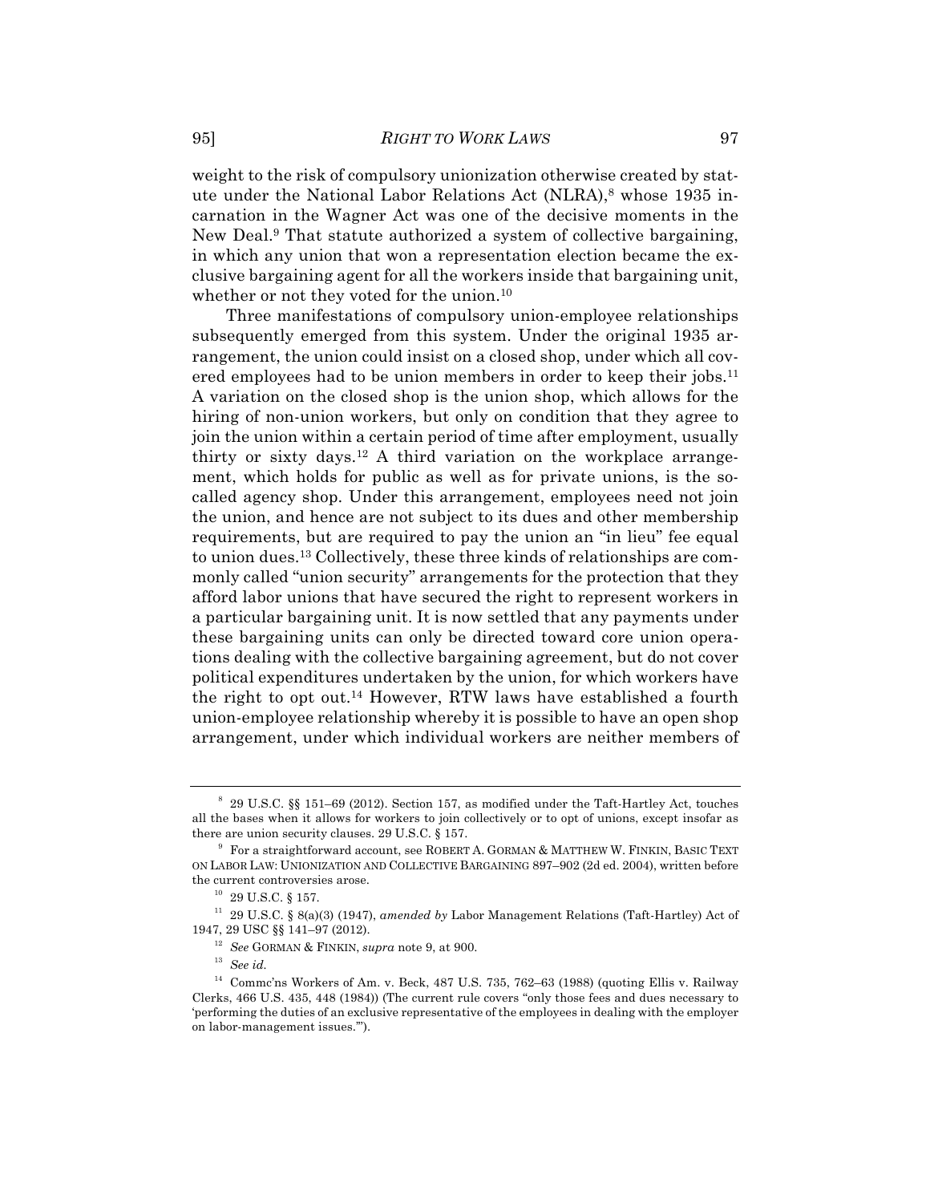weight to the risk of compulsory unionization otherwise created by statute under the National Labor Relations Act (NLRA),[8] whose 1935 incarnation in the Wagner Act was one of the decisive moments in the New Deal.[9] That statute authorized a system of collective bargaining, in which any union that won a representation election became the exclusive bargaining agent for all the workers inside that bargaining unit, whether or not they voted for the union.[10]

Three manifestations of compulsory union-employee relationships subsequently emerged from this system. Under the original 1935 arrangement, the union could insist on a closed shop, under which all covered employees had to be union members in order to keep their jobs.[11] A variation on the closed shop is the union shop, which allows for the hiring of non-union workers, but only on condition that they agree to join the union within a certain period of time after employment, usually thirty or sixty days.[12] A third variation on the workplace arrangement, which holds for public as well as for private unions, is the so-called agency shop. Under this arrangement, employees need not join the union, and hence are not subject to its dues and other membership requirements, but are required to pay the union an "in lieu" fee equal to union dues.[13] Collectively, these three kinds of relationships are commonly called "union security" arrangements for the protection that they afford labor unions that have secured the right to represent workers in a particular bargaining unit. It is now settled that any payments under these bargaining units can only be directed toward core union operations dealing with the collective bargaining agreement, but do not cover political expenditures undertaken by the union, for which workers have the right to opt out.[14] However, RTW laws have established a fourth union-employee relationship whereby it is possible to have an open shop arrangement, under which individual workers are neither members of

---

[8] 29 U.S.C. §§ 151–69 (2012). Section 157, as modified under the Taft-Hartley Act, touches all the bases when it allows for workers to join collectively or to opt of unions, except insofar as there are union security clauses. 29 U.S.C. § 157.

[9] For a straightforward account, see ROBERT A. GORMAN & MATTHEW W. FINKIN, BASIC TEXT ON LABOR LAW: UNIONIZATION AND COLLECTIVE BARGAINING 897–902 (2d ed. 2004), written before the current controversies arose.

[10] 29 U.S.C. § 157.

[11] 29 U.S.C. § 8(a)(3) (1947), *amended by* Labor Management Relations (Taft-Hartley) Act of 1947, 29 USC §§ 141–97 (2012).

[12] *See* GORMAN & FINKIN, *supra* note 9, at 900.

[13] *See id.*

[14] Commc'ns Workers of Am. v. Beck, 487 U.S. 735, 762–63 (1988) (quoting Ellis v. Railway Clerks, 466 U.S. 435, 448 (1984)) (The current rule covers "only those fees and dues necessary to 'performing the duties of an exclusive representative of the employees in dealing with the employer on labor-management issues.'").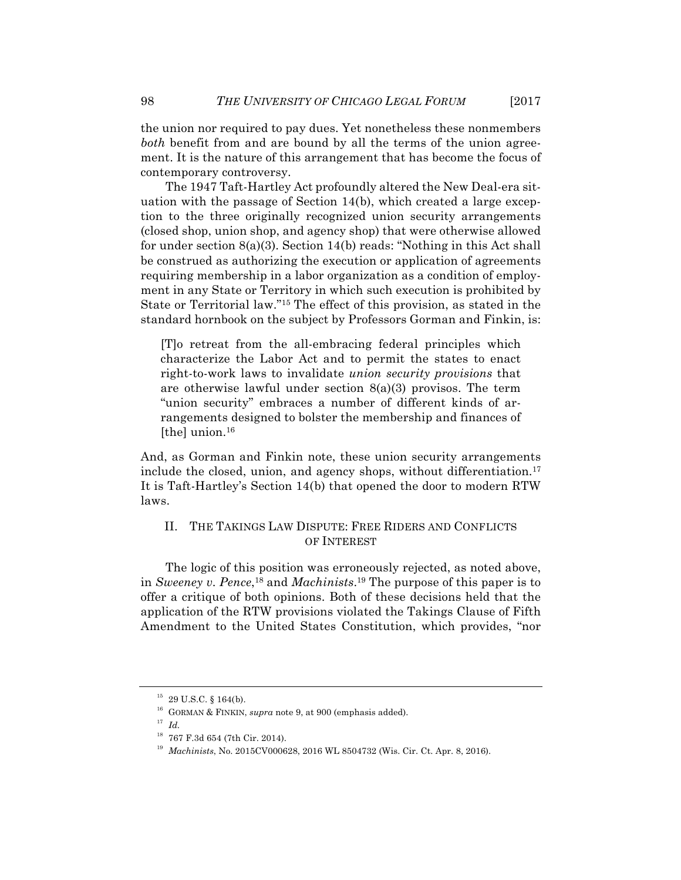the union nor required to pay dues. Yet nonetheless these nonmembers *both* benefit from and are bound by all the terms of the union agreement. It is the nature of this arrangement that has become the focus of contemporary controversy.

The 1947 Taft-Hartley Act profoundly altered the New Deal-era situation with the passage of Section 14(b), which created a large exception to the three originally recognized union security arrangements (closed shop, union shop, and agency shop) that were otherwise allowed for under section 8(a)(3). Section 14(b) reads: "Nothing in this Act shall be construed as authorizing the execution or application of agreements requiring membership in a labor organization as a condition of employment in any State or Territory in which such execution is prohibited by State or Territorial law."[15] The effect of this provision, as stated in the standard hornbook on the subject by Professors Gorman and Finkin, is:

> [T]o retreat from the all-embracing federal principles which characterize the Labor Act and to permit the states to enact right-to-work laws to invalidate *union security provisions* that are otherwise lawful under section 8(a)(3) provisos. The term "union security" embraces a number of different kinds of arrangements designed to bolster the membership and finances of [the] union.[16]

And, as Gorman and Finkin note, these union security arrangements include the closed, union, and agency shops, without differentiation.[17] It is Taft-Hartley's Section 14(b) that opened the door to modern RTW laws.

## II. THE TAKINGS LAW DISPUTE: FREE RIDERS AND CONFLICTS OF INTEREST

The logic of this position was erroneously rejected, as noted above, in *Sweeney v. Pence*,[18] and *Machinists*.[19] The purpose of this paper is to offer a critique of both opinions. Both of these decisions held that the application of the RTW provisions violated the Takings Clause of Fifth Amendment to the United States Constitution, which provides, "nor

---

[15] 29 U.S.C. § 164(b).

[16] GORMAN & FINKIN, *supra* note 9, at 900 (emphasis added).

[17] *Id.*

[18] 767 F.3d 654 (7th Cir. 2014).

[19] *Machinists*, No. 2015CV000628, 2016 WL 8504732 (Wis. Cir. Ct. Apr. 8, 2016).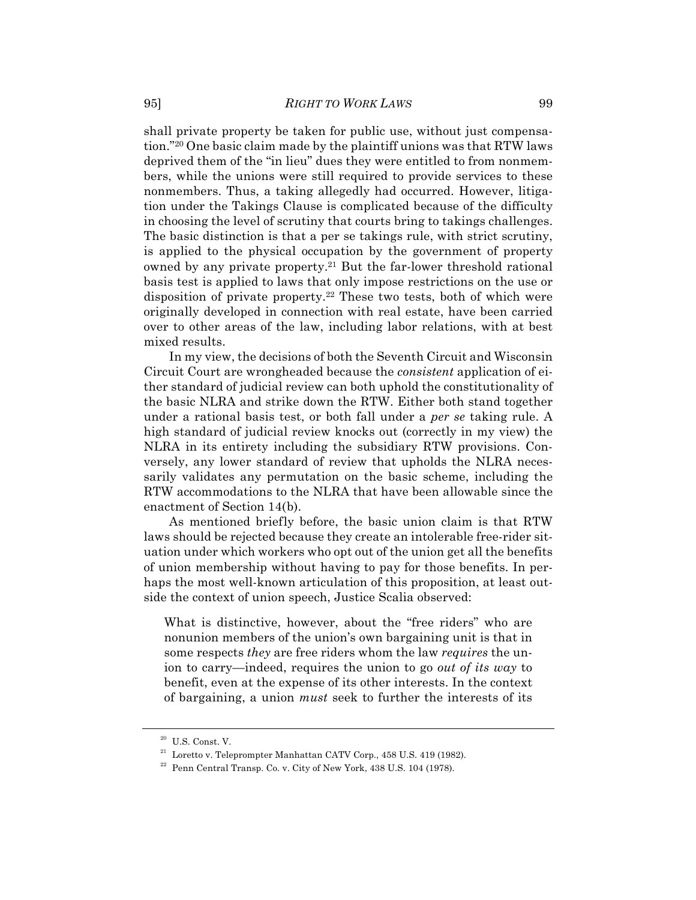shall private property be taken for public use, without just compensation."[20] One basic claim made by the plaintiff unions was that RTW laws deprived them of the "in lieu" dues they were entitled to from nonmembers, while the unions were still required to provide services to these nonmembers. Thus, a taking allegedly had occurred. However, litigation under the Takings Clause is complicated because of the difficulty in choosing the level of scrutiny that courts bring to takings challenges. The basic distinction is that a per se takings rule, with strict scrutiny, is applied to the physical occupation by the government of property owned by any private property.[21] But the far-lower threshold rational basis test is applied to laws that only impose restrictions on the use or disposition of private property.[22] These two tests, both of which were originally developed in connection with real estate, have been carried over to other areas of the law, including labor relations, with at best mixed results.

In my view, the decisions of both the Seventh Circuit and Wisconsin Circuit Court are wrongheaded because the *consistent* application of either standard of judicial review can both uphold the constitutionality of the basic NLRA and strike down the RTW. Either both stand together under a rational basis test, or both fall under a *per se* taking rule. A high standard of judicial review knocks out (correctly in my view) the NLRA in its entirety including the subsidiary RTW provisions. Conversely, any lower standard of review that upholds the NLRA necessarily validates any permutation on the basic scheme, including the RTW accommodations to the NLRA that have been allowable since the enactment of Section 14(b).

As mentioned briefly before, the basic union claim is that RTW laws should be rejected because they create an intolerable free-rider situation under which workers who opt out of the union get all the benefits of union membership without having to pay for those benefits. In perhaps the most well-known articulation of this proposition, at least outside the context of union speech, Justice Scalia observed:

> What is distinctive, however, about the "free riders" who are nonunion members of the union's own bargaining unit is that in some respects *they* are free riders whom the law *requires* the union to carry—indeed, requires the union to go *out of its way* to benefit, even at the expense of its other interests. In the context of bargaining, a union *must* seek to further the interests of its

---

[20] U.S. Const. V.

[21] Loretto v. Teleprompter Manhattan CATV Corp., 458 U.S. 419 (1982).

[22] Penn Central Transp. Co. v. City of New York, 438 U.S. 104 (1978).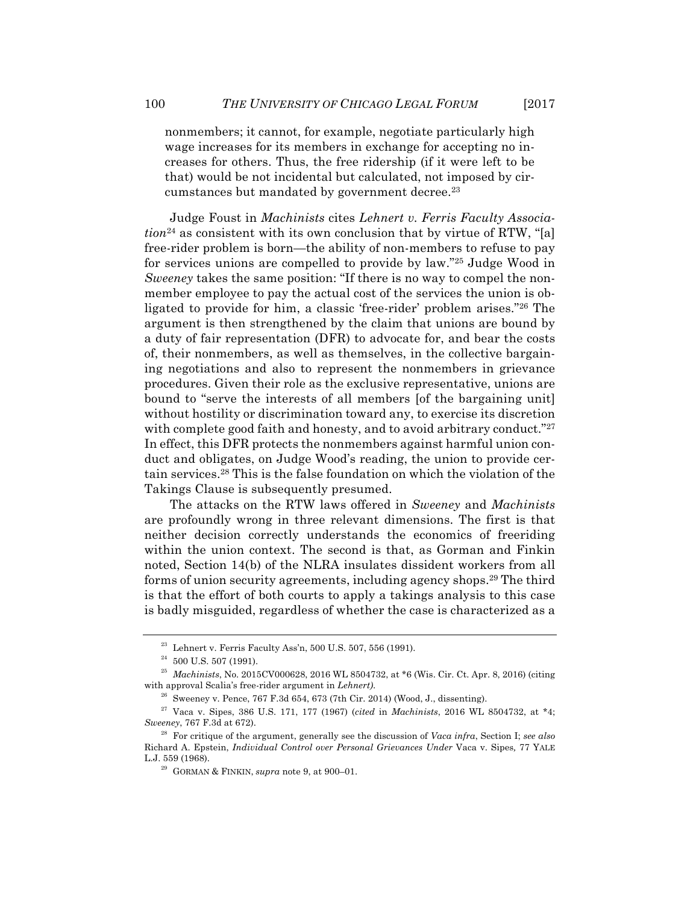nonmembers; it cannot, for example, negotiate particularly high wage increases for its members in exchange for accepting no increases for others. Thus, the free ridership (if it were left to be that) would be not incidental but calculated, not imposed by circumstances but mandated by government decree.[23]

Judge Foust in *Machinists* cites *Lehnert v. Ferris Faculty Association*[24] as consistent with its own conclusion that by virtue of RTW, "[a] free-rider problem is born—the ability of non-members to refuse to pay for services unions are compelled to provide by law."[25] Judge Wood in *Sweeney* takes the same position: "If there is no way to compel the nonmember employee to pay the actual cost of the services the union is obligated to provide for him, a classic 'free-rider' problem arises."[26] The argument is then strengthened by the claim that unions are bound by a duty of fair representation (DFR) to advocate for, and bear the costs of, their nonmembers, as well as themselves, in the collective bargaining negotiations and also to represent the nonmembers in grievance procedures. Given their role as the exclusive representative, unions are bound to "serve the interests of all members [of the bargaining unit] without hostility or discrimination toward any, to exercise its discretion with complete good faith and honesty, and to avoid arbitrary conduct."[27] In effect, this DFR protects the nonmembers against harmful union conduct and obligates, on Judge Wood's reading, the union to provide certain services.[28] This is the false foundation on which the violation of the Takings Clause is subsequently presumed.

The attacks on the RTW laws offered in *Sweeney* and *Machinists* are profoundly wrong in three relevant dimensions. The first is that neither decision correctly understands the economics of freeriding within the union context. The second is that, as Gorman and Finkin noted, Section 14(b) of the NLRA insulates dissident workers from all forms of union security agreements, including agency shops.[29] The third is that the effort of both courts to apply a takings analysis to this case is badly misguided, regardless of whether the case is characterized as a

---

[23] Lehnert v. Ferris Faculty Ass'n, 500 U.S. 507, 556 (1991).

[24] 500 U.S. 507 (1991).

[25] *Machinists*, No. 2015CV000628, 2016 WL 8504732, at *6 (Wis. Cir. Ct. Apr. 8, 2016) (citing with approval Scalia's free-rider argument in *Lehnert)*.

[26] Sweeney v. Pence, 767 F.3d 654, 673 (7th Cir. 2014) (Wood, J., dissenting).

[27] Vaca v. Sipes, 386 U.S. 171, 177 (1967) (*cited* in *Machinists*, 2016 WL 8504732, at *4; *Sweeney*, 767 F.3d at 672).

[28] For critique of the argument, generally see the discussion of *Vaca infra*, Section I; *see also* Richard A. Epstein, *Individual Control over Personal Grievances Under* Vaca v. Sipes, 77 YALE L.J. 559 (1968).

[29] GORMAN & FINKIN, *supra* note 9, at 900–01.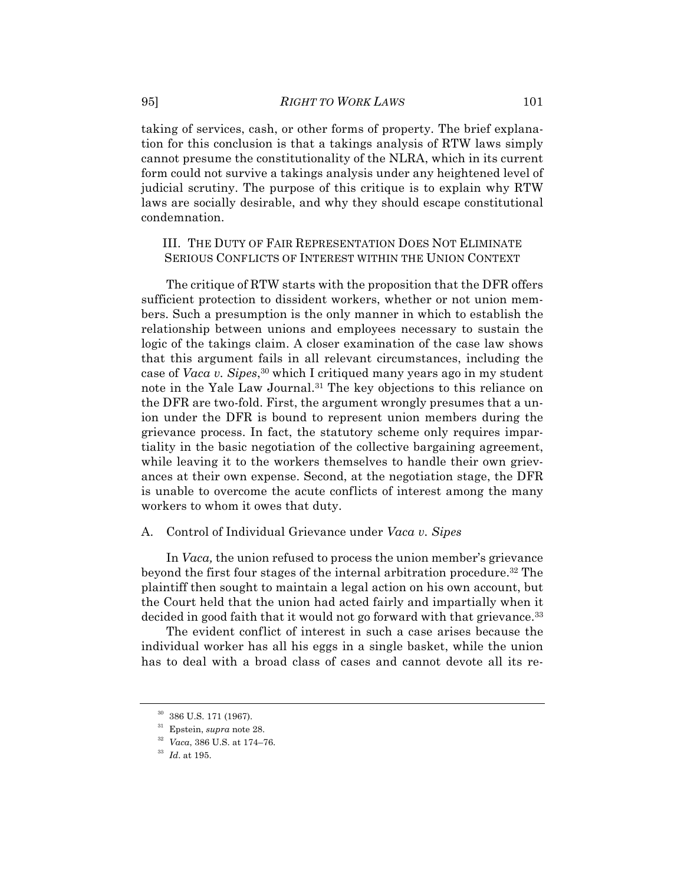taking of services, cash, or other forms of property. The brief explanation for this conclusion is that a takings analysis of RTW laws simply cannot presume the constitutionality of the NLRA, which in its current form could not survive a takings analysis under any heightened level of judicial scrutiny. The purpose of this critique is to explain why RTW laws are socially desirable, and why they should escape constitutional condemnation.

## III. The Duty of Fair Representation Does Not Eliminate Serious Conflicts of Interest within the Union Context

The critique of RTW starts with the proposition that the DFR offers sufficient protection to dissident workers, whether or not union members. Such a presumption is the only manner in which to establish the relationship between unions and employees necessary to sustain the logic of the takings claim. A closer examination of the case law shows that this argument fails in all relevant circumstances, including the case of *Vaca v. Sipes*,[30] which I critiqued many years ago in my student note in the Yale Law Journal.[31] The key objections to this reliance on the DFR are two-fold. First, the argument wrongly presumes that a union under the DFR is bound to represent union members during the grievance process. In fact, the statutory scheme only requires impartiality in the basic negotiation of the collective bargaining agreement, while leaving it to the workers themselves to handle their own grievances at their own expense. Second, at the negotiation stage, the DFR is unable to overcome the acute conflicts of interest among the many workers to whom it owes that duty.

### A. Control of Individual Grievance under *Vaca v. Sipes*

In *Vaca,* the union refused to process the union member's grievance beyond the first four stages of the internal arbitration procedure.[32] The plaintiff then sought to maintain a legal action on his own account, but the Court held that the union had acted fairly and impartially when it decided in good faith that it would not go forward with that grievance.[33]

The evident conflict of interest in such a case arises because the individual worker has all his eggs in a single basket, while the union has to deal with a broad class of cases and cannot devote all its re-

---

[30] 386 U.S. 171 (1967).

[31] Epstein, *supra* note 28.

[32] *Vaca*, 386 U.S. at 174–76.

[33] *Id*. at 195.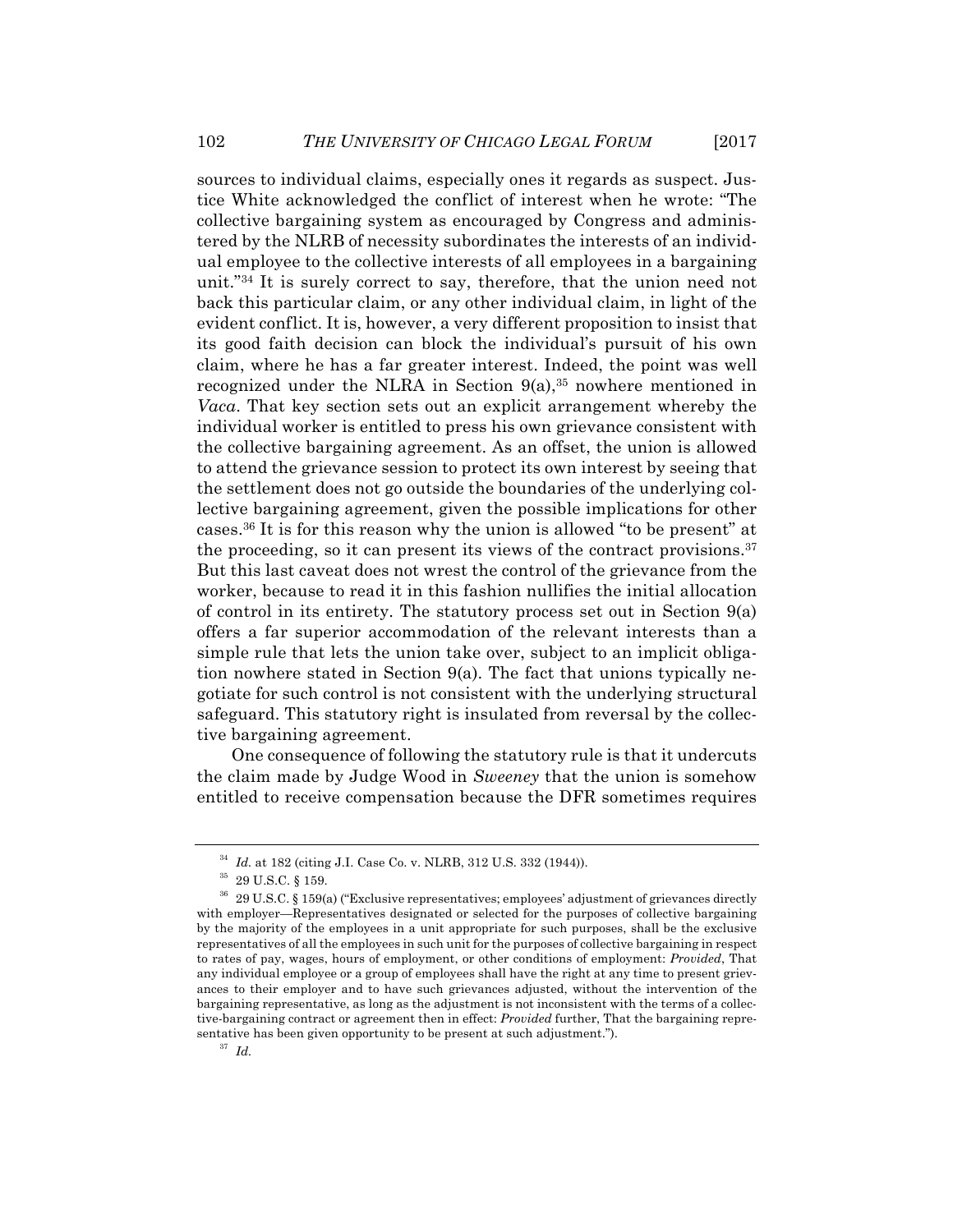sources to individual claims, especially ones it regards as suspect. Justice White acknowledged the conflict of interest when he wrote: "The collective bargaining system as encouraged by Congress and administered by the NLRB of necessity subordinates the interests of an individual employee to the collective interests of all employees in a bargaining unit."[34] It is surely correct to say, therefore, that the union need not back this particular claim, or any other individual claim, in light of the evident conflict. It is, however, a very different proposition to insist that its good faith decision can block the individual's pursuit of his own claim, where he has a far greater interest. Indeed, the point was well recognized under the NLRA in Section 9(a),[35] nowhere mentioned in *Vaca*. That key section sets out an explicit arrangement whereby the individual worker is entitled to press his own grievance consistent with the collective bargaining agreement. As an offset, the union is allowed to attend the grievance session to protect its own interest by seeing that the settlement does not go outside the boundaries of the underlying collective bargaining agreement, given the possible implications for other cases.[36] It is for this reason why the union is allowed "to be present" at the proceeding, so it can present its views of the contract provisions.[37] But this last caveat does not wrest the control of the grievance from the worker, because to read it in this fashion nullifies the initial allocation of control in its entirety. The statutory process set out in Section 9(a) offers a far superior accommodation of the relevant interests than a simple rule that lets the union take over, subject to an implicit obligation nowhere stated in Section 9(a). The fact that unions typically negotiate for such control is not consistent with the underlying structural safeguard. This statutory right is insulated from reversal by the collective bargaining agreement.

One consequence of following the statutory rule is that it undercuts the claim made by Judge Wood in *Sweeney* that the union is somehow entitled to receive compensation because the DFR sometimes requires

---

[34] *Id.* at 182 (citing J.I. Case Co. v. NLRB, 312 U.S. 332 (1944)).

[35] 29 U.S.C. § 159.

[36] 29 U.S.C. § 159(a) ("Exclusive representatives; employees' adjustment of grievances directly with employer—Representatives designated or selected for the purposes of collective bargaining by the majority of the employees in a unit appropriate for such purposes, shall be the exclusive representatives of all the employees in such unit for the purposes of collective bargaining in respect to rates of pay, wages, hours of employment, or other conditions of employment: *Provided*, That any individual employee or a group of employees shall have the right at any time to present grievances to their employer and to have such grievances adjusted, without the intervention of the bargaining representative, as long as the adjustment is not inconsistent with the terms of a collective-bargaining contract or agreement then in effect: *Provided* further, That the bargaining representative has been given opportunity to be present at such adjustment.").

[37] *Id.*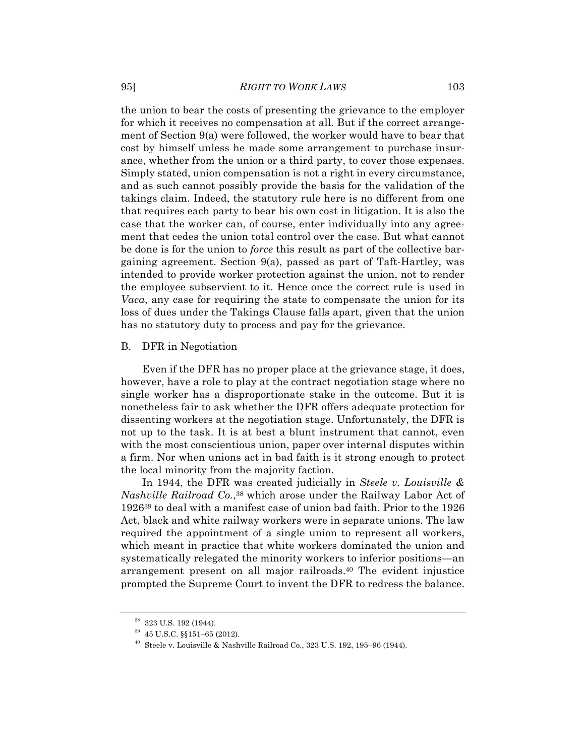the union to bear the costs of presenting the grievance to the employer for which it receives no compensation at all. But if the correct arrangement of Section 9(a) were followed, the worker would have to bear that cost by himself unless he made some arrangement to purchase insurance, whether from the union or a third party, to cover those expenses. Simply stated, union compensation is not a right in every circumstance, and as such cannot possibly provide the basis for the validation of the takings claim. Indeed, the statutory rule here is no different from one that requires each party to bear his own cost in litigation. It is also the case that the worker can, of course, enter individually into any agreement that cedes the union total control over the case. But what cannot be done is for the union to *force* this result as part of the collective bargaining agreement. Section 9(a), passed as part of Taft-Hartley, was intended to provide worker protection against the union, not to render the employee subservient to it. Hence once the correct rule is used in *Vaca*, any case for requiring the state to compensate the union for its loss of dues under the Takings Clause falls apart, given that the union has no statutory duty to process and pay for the grievance.

## B. DFR in Negotiation

Even if the DFR has no proper place at the grievance stage, it does, however, have a role to play at the contract negotiation stage where no single worker has a disproportionate stake in the outcome. But it is nonetheless fair to ask whether the DFR offers adequate protection for dissenting workers at the negotiation stage. Unfortunately, the DFR is not up to the task. It is at best a blunt instrument that cannot, even with the most conscientious union, paper over internal disputes within a firm. Nor when unions act in bad faith is it strong enough to protect the local minority from the majority faction.

In 1944, the DFR was created judicially in *Steele v. Louisville & Nashville Railroad Co.*,[38] which arose under the Railway Labor Act of 1926[39] to deal with a manifest case of union bad faith. Prior to the 1926 Act, black and white railway workers were in separate unions. The law required the appointment of a single union to represent all workers, which meant in practice that white workers dominated the union and systematically relegated the minority workers to inferior positions—an arrangement present on all major railroads.[40] The evident injustice prompted the Supreme Court to invent the DFR to redress the balance.

---

[38] 323 U.S. 192 (1944).

[39] 45 U.S.C. §§151–65 (2012).

[40] Steele v. Louisville & Nashville Railroad Co., 323 U.S. 192, 195–96 (1944).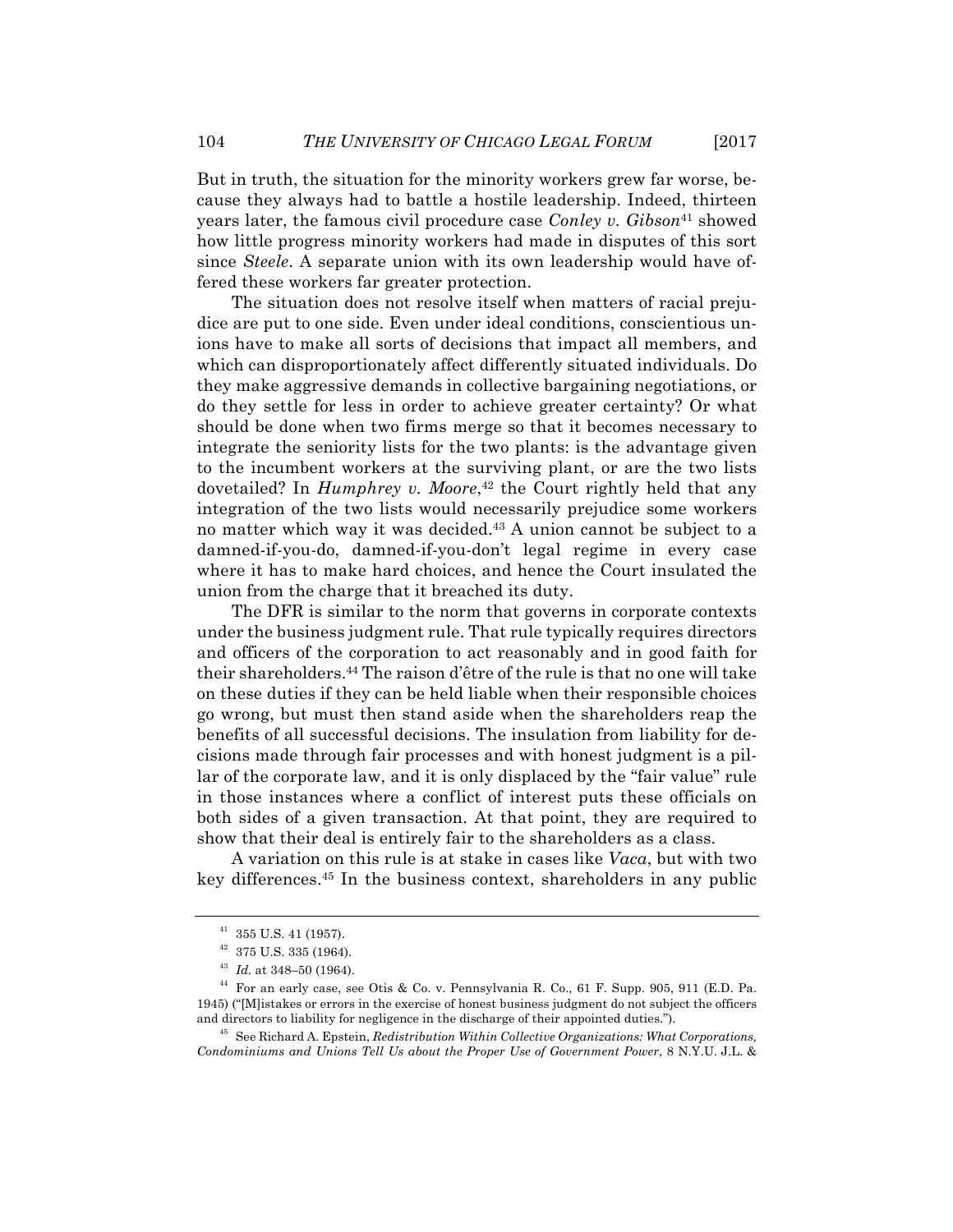But in truth, the situation for the minority workers grew far worse, because they always had to battle a hostile leadership. Indeed, thirteen years later, the famous civil procedure case *Conley v. Gibson*[41] showed how little progress minority workers had made in disputes of this sort since *Steele*. A separate union with its own leadership would have offered these workers far greater protection.

The situation does not resolve itself when matters of racial prejudice are put to one side. Even under ideal conditions, conscientious unions have to make all sorts of decisions that impact all members, and which can disproportionately affect differently situated individuals. Do they make aggressive demands in collective bargaining negotiations, or do they settle for less in order to achieve greater certainty? Or what should be done when two firms merge so that it becomes necessary to integrate the seniority lists for the two plants: is the advantage given to the incumbent workers at the surviving plant, or are the two lists dovetailed? In *Humphrey v. Moore*,[42] the Court rightly held that any integration of the two lists would necessarily prejudice some workers no matter which way it was decided.[43] A union cannot be subject to a damned-if-you-do, damned-if-you-don't legal regime in every case where it has to make hard choices, and hence the Court insulated the union from the charge that it breached its duty.

The DFR is similar to the norm that governs in corporate contexts under the business judgment rule. That rule typically requires directors and officers of the corporation to act reasonably and in good faith for their shareholders.[44] The raison d'être of the rule is that no one will take on these duties if they can be held liable when their responsible choices go wrong, but must then stand aside when the shareholders reap the benefits of all successful decisions. The insulation from liability for decisions made through fair processes and with honest judgment is a pillar of the corporate law, and it is only displaced by the "fair value" rule in those instances where a conflict of interest puts these officials on both sides of a given transaction. At that point, they are required to show that their deal is entirely fair to the shareholders as a class.

A variation on this rule is at stake in cases like *Vaca*, but with two key differences.[45] In the business context, shareholders in any public

---

[41] 355 U.S. 41 (1957).

[42] 375 U.S. 335 (1964).

[43] *Id.* at 348–50 (1964).

[44] For an early case, see Otis & Co. v. Pennsylvania R. Co., 61 F. Supp. 905, 911 (E.D. Pa. 1945) ("[M]istakes or errors in the exercise of honest business judgment do not subject the officers and directors to liability for negligence in the discharge of their appointed duties.").

[45] See Richard A. Epstein, *Redistribution Within Collective Organizations: What Corporations, Condominiums and Unions Tell Us about the Proper Use of Government Power*, 8 N.Y.U. J.L. &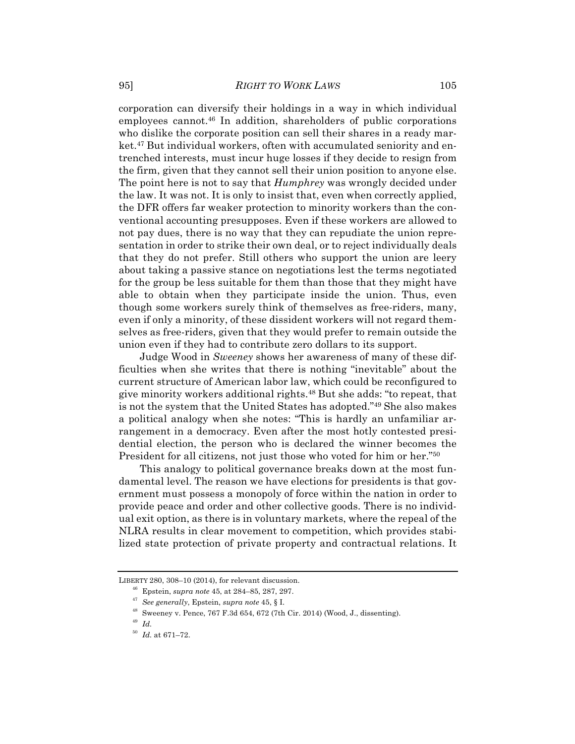corporation can diversify their holdings in a way in which individual employees cannot.[46] In addition, shareholders of public corporations who dislike the corporate position can sell their shares in a ready market.[47] But individual workers, often with accumulated seniority and entrenched interests, must incur huge losses if they decide to resign from the firm, given that they cannot sell their union position to anyone else. The point here is not to say that *Humphrey* was wrongly decided under the law. It was not. It is only to insist that, even when correctly applied, the DFR offers far weaker protection to minority workers than the conventional accounting presupposes. Even if these workers are allowed to not pay dues, there is no way that they can repudiate the union representation in order to strike their own deal, or to reject individually deals that they do not prefer. Still others who support the union are leery about taking a passive stance on negotiations lest the terms negotiated for the group be less suitable for them than those that they might have able to obtain when they participate inside the union. Thus, even though some workers surely think of themselves as free-riders, many, even if only a minority, of these dissident workers will not regard themselves as free-riders, given that they would prefer to remain outside the union even if they had to contribute zero dollars to its support.

Judge Wood in *Sweeney* shows her awareness of many of these difficulties when she writes that there is nothing "inevitable" about the current structure of American labor law, which could be reconfigured to give minority workers additional rights.[48] But she adds: "to repeat, that is not the system that the United States has adopted."[49] She also makes a political analogy when she notes: "This is hardly an unfamiliar arrangement in a democracy. Even after the most hotly contested presidential election, the person who is declared the winner becomes the President for all citizens, not just those who voted for him or her."[50]

This analogy to political governance breaks down at the most fundamental level. The reason we have elections for presidents is that government must possess a monopoly of force within the nation in order to provide peace and order and other collective goods. There is no individual exit option, as there is in voluntary markets, where the repeal of the NLRA results in clear movement to competition, which provides stabilized state protection of private property and contractual relations. It

---

LIBERTY 280, 308–10 (2014), for relevant discussion.

[46] Epstein, *supra note* 45, at 284–85, 287, 297.

[47] *See generally*, Epstein, *supra note* 45, § I.

[48] Sweeney v. Pence, 767 F.3d 654, 672 (7th Cir. 2014) (Wood, J., dissenting).

[49] *Id.*

[50] *Id.* at 671–72.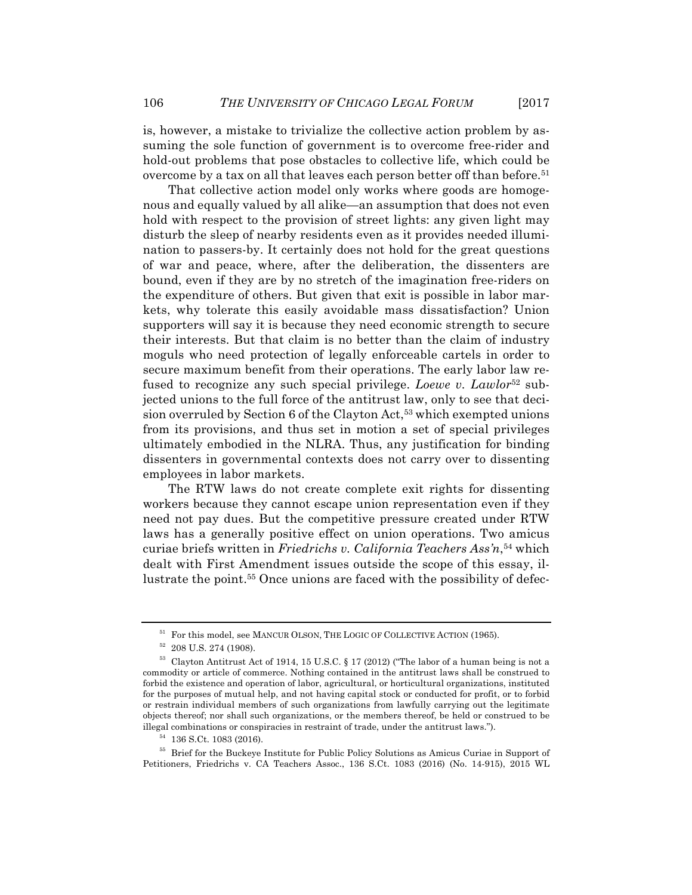is, however, a mistake to trivialize the collective action problem by assuming the sole function of government is to overcome free-rider and hold-out problems that pose obstacles to collective life, which could be overcome by a tax on all that leaves each person better off than before.[51]

That collective action model only works where goods are homogenous and equally valued by all alike—an assumption that does not even hold with respect to the provision of street lights: any given light may disturb the sleep of nearby residents even as it provides needed illumination to passers-by. It certainly does not hold for the great questions of war and peace, where, after the deliberation, the dissenters are bound, even if they are by no stretch of the imagination free-riders on the expenditure of others. But given that exit is possible in labor markets, why tolerate this easily avoidable mass dissatisfaction? Union supporters will say it is because they need economic strength to secure their interests. But that claim is no better than the claim of industry moguls who need protection of legally enforceable cartels in order to secure maximum benefit from their operations. The early labor law refused to recognize any such special privilege. *Loewe v. Lawlor*[52] subjected unions to the full force of the antitrust law, only to see that decision overruled by Section 6 of the Clayton Act,[53] which exempted unions from its provisions, and thus set in motion a set of special privileges ultimately embodied in the NLRA. Thus, any justification for binding dissenters in governmental contexts does not carry over to dissenting employees in labor markets.

The RTW laws do not create complete exit rights for dissenting workers because they cannot escape union representation even if they need not pay dues. But the competitive pressure created under RTW laws has a generally positive effect on union operations. Two amicus curiae briefs written in *Friedrichs v. California Teachers Ass'n*,[54] which dealt with First Amendment issues outside the scope of this essay, illustrate the point.[55] Once unions are faced with the possibility of defec-

---

[51] For this model, see MANCUR OLSON, THE LOGIC OF COLLECTIVE ACTION (1965).

[52] 208 U.S. 274 (1908).

[53] Clayton Antitrust Act of 1914, 15 U.S.C. § 17 (2012) ("The labor of a human being is not a commodity or article of commerce. Nothing contained in the antitrust laws shall be construed to forbid the existence and operation of labor, agricultural, or horticultural organizations, instituted for the purposes of mutual help, and not having capital stock or conducted for profit, or to forbid or restrain individual members of such organizations from lawfully carrying out the legitimate objects thereof; nor shall such organizations, or the members thereof, be held or construed to be illegal combinations or conspiracies in restraint of trade, under the antitrust laws.").

[54] 136 S.Ct. 1083 (2016).

[55] Brief for the Buckeye Institute for Public Policy Solutions as Amicus Curiae in Support of Petitioners, Friedrichs v. CA Teachers Assoc., 136 S.Ct. 1083 (2016) (No. 14-915), 2015 WL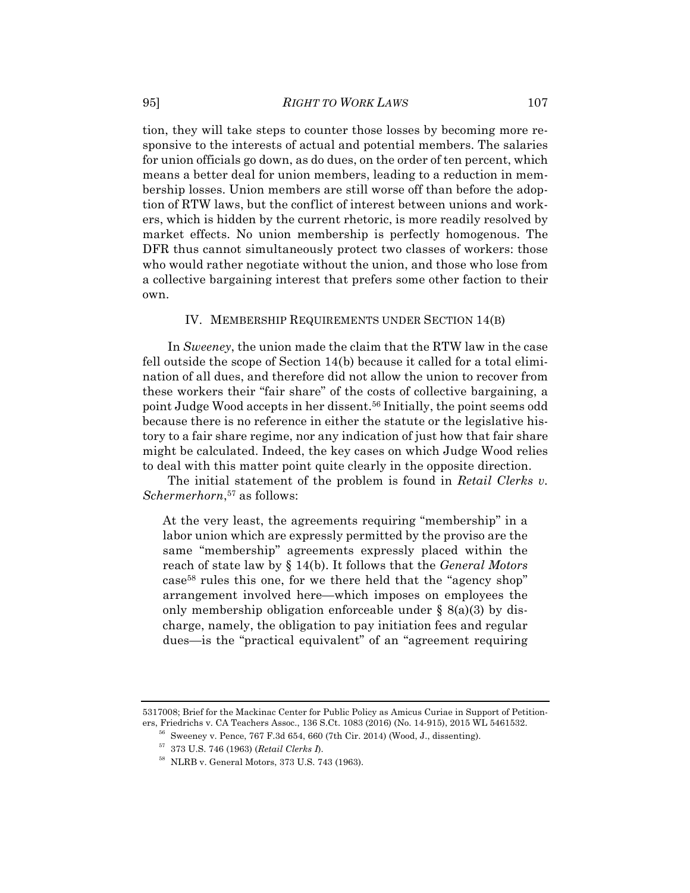tion, they will take steps to counter those losses by becoming more responsive to the interests of actual and potential members. The salaries for union officials go down, as do dues, on the order of ten percent, which means a better deal for union members, leading to a reduction in membership losses. Union members are still worse off than before the adoption of RTW laws, but the conflict of interest between unions and workers, which is hidden by the current rhetoric, is more readily resolved by market effects. No union membership is perfectly homogenous. The DFR thus cannot simultaneously protect two classes of workers: those who would rather negotiate without the union, and those who lose from a collective bargaining interest that prefers some other faction to their own.

## IV. MEMBERSHIP REQUIREMENTS UNDER SECTION 14(B)

In *Sweeney*, the union made the claim that the RTW law in the case fell outside the scope of Section 14(b) because it called for a total elimination of all dues, and therefore did not allow the union to recover from these workers their "fair share" of the costs of collective bargaining, a point Judge Wood accepts in her dissent.[56] Initially, the point seems odd because there is no reference in either the statute or the legislative history to a fair share regime, nor any indication of just how that fair share might be calculated. Indeed, the key cases on which Judge Wood relies to deal with this matter point quite clearly in the opposite direction.

The initial statement of the problem is found in *Retail Clerks v. Schermerhorn*,[57] as follows:

> At the very least, the agreements requiring "membership" in a labor union which are expressly permitted by the proviso are the same "membership" agreements expressly placed within the reach of state law by § 14(b). It follows that the *General Motors* case[58] rules this one, for we there held that the "agency shop" arrangement involved here—which imposes on employees the only membership obligation enforceable under § 8(a)(3) by discharge, namely, the obligation to pay initiation fees and regular dues—is the "practical equivalent" of an "agreement requiring

5317008; Brief for the Mackinac Center for Public Policy as Amicus Curiae in Support of Petitioners, Friedrichs v. CA Teachers Assoc., 136 S.Ct. 1083 (2016) (No. 14-915), 2015 WL 5461532.

[56] Sweeney v. Pence, 767 F.3d 654, 660 (7th Cir. 2014) (Wood, J., dissenting).

[57] 373 U.S. 746 (1963) (*Retail Clerks I*).

[58] NLRB v. General Motors, 373 U.S. 743 (1963).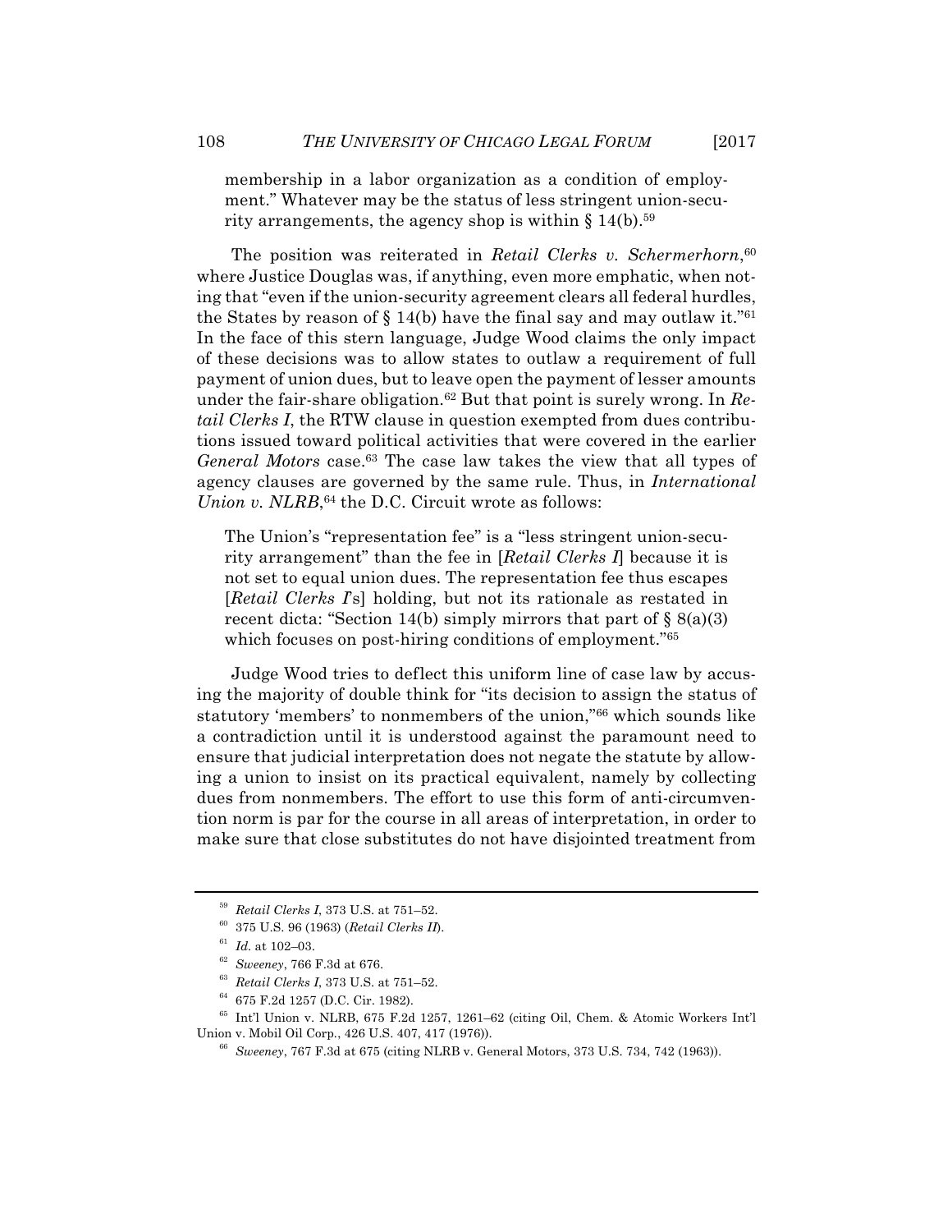> membership in a labor organization as a condition of employment." Whatever may be the status of less stringent union-security arrangements, the agency shop is within § 14(b).[59]

The position was reiterated in *Retail Clerks v. Schermerhorn*,[60] where Justice Douglas was, if anything, even more emphatic, when noting that "even if the union-security agreement clears all federal hurdles, the States by reason of § 14(b) have the final say and may outlaw it."[61] In the face of this stern language, Judge Wood claims the only impact of these decisions was to allow states to outlaw a requirement of full payment of union dues, but to leave open the payment of lesser amounts under the fair-share obligation.[62] But that point is surely wrong. In *Retail Clerks I*, the RTW clause in question exempted from dues contributions issued toward political activities that were covered in the earlier *General Motors* case.[63] The case law takes the view that all types of agency clauses are governed by the same rule. Thus, in *International Union v. NLRB*,[64] the D.C. Circuit wrote as follows:

> The Union's "representation fee" is a "less stringent union-security arrangement" than the fee in [*Retail Clerks I*] because it is not set to equal union dues. The representation fee thus escapes [*Retail Clerks I*'s] holding, but not its rationale as restated in recent dicta: "Section 14(b) simply mirrors that part of § 8(a)(3) which focuses on post-hiring conditions of employment."[65]

Judge Wood tries to deflect this uniform line of case law by accusing the majority of double think for "its decision to assign the status of statutory 'members' to nonmembers of the union,"[66] which sounds like a contradiction until it is understood against the paramount need to ensure that judicial interpretation does not negate the statute by allowing a union to insist on its practical equivalent, namely by collecting dues from nonmembers. The effort to use this form of anti-circumvention norm is par for the course in all areas of interpretation, in order to make sure that close substitutes do not have disjointed treatment from

---

[59] *Retail Clerks I*, 373 U.S. at 751–52.

[60] 375 U.S. 96 (1963) (*Retail Clerks II*).

[61] *Id.* at 102–03.

[62] *Sweeney*, 766 F.3d at 676.

[63] *Retail Clerks I*, 373 U.S. at 751–52.

[64] 675 F.2d 1257 (D.C. Cir. 1982).

[65] Int'l Union v. NLRB, 675 F.2d 1257, 1261–62 (citing Oil, Chem. & Atomic Workers Int'l Union v. Mobil Oil Corp., 426 U.S. 407, 417 (1976)).

[66] *Sweeney*, 767 F.3d at 675 (citing NLRB v. General Motors, 373 U.S. 734, 742 (1963)).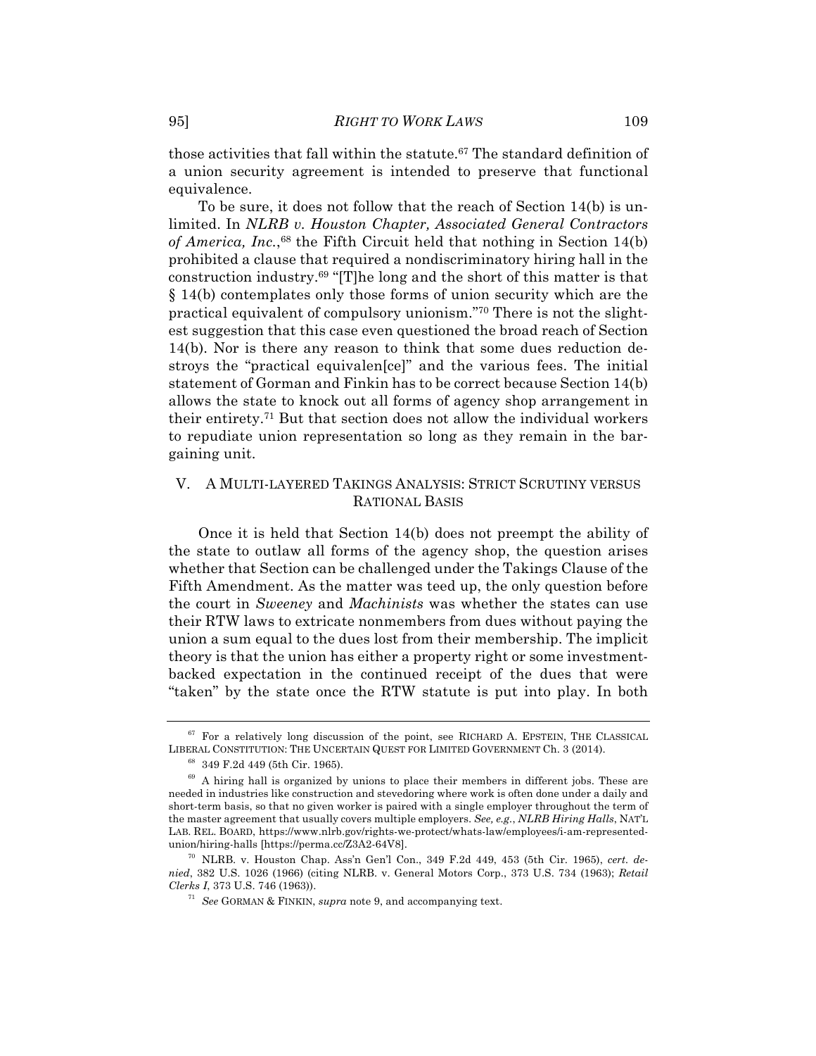those activities that fall within the statute.[67] The standard definition of a union security agreement is intended to preserve that functional equivalence.

To be sure, it does not follow that the reach of Section 14(b) is unlimited. In *NLRB v. Houston Chapter, Associated General Contractors of America, Inc.*,[68] the Fifth Circuit held that nothing in Section 14(b) prohibited a clause that required a nondiscriminatory hiring hall in the construction industry.[69] "[T]he long and the short of this matter is that § 14(b) contemplates only those forms of union security which are the practical equivalent of compulsory unionism."[70] There is not the slightest suggestion that this case even questioned the broad reach of Section 14(b). Nor is there any reason to think that some dues reduction destroys the "practical equivalen[ce]" and the various fees. The initial statement of Gorman and Finkin has to be correct because Section 14(b) allows the state to knock out all forms of agency shop arrangement in their entirety.[71] But that section does not allow the individual workers to repudiate union representation so long as they remain in the bargaining unit.

## V. A MULTI-LAYERED TAKINGS ANALYSIS: STRICT SCRUTINY VERSUS RATIONAL BASIS

Once it is held that Section 14(b) does not preempt the ability of the state to outlaw all forms of the agency shop, the question arises whether that Section can be challenged under the Takings Clause of the Fifth Amendment. As the matter was teed up, the only question before the court in *Sweeney* and *Machinists* was whether the states can use their RTW laws to extricate nonmembers from dues without paying the union a sum equal to the dues lost from their membership. The implicit theory is that the union has either a property right or some investment-backed expectation in the continued receipt of the dues that were "taken" by the state once the RTW statute is put into play. In both

---

[67] For a relatively long discussion of the point, see RICHARD A. EPSTEIN, THE CLASSICAL LIBERAL CONSTITUTION: THE UNCERTAIN QUEST FOR LIMITED GOVERNMENT Ch. 3 (2014).

[68] 349 F.2d 449 (5th Cir. 1965).

[69] A hiring hall is organized by unions to place their members in different jobs. These are needed in industries like construction and stevedoring where work is often done under a daily and short-term basis, so that no given worker is paired with a single employer throughout the term of the master agreement that usually covers multiple employers. *See, e.g.*, *NLRB Hiring Halls*, NAT'L LAB. REL. BOARD, https://www.nlrb.gov/rights-we-protect/whats-law/employees/i-am-represented-union/hiring-halls [https://perma.cc/Z3A2-64V8].

[70] NLRB. v. Houston Chap. Ass'n Gen'l Con., 349 F.2d 449, 453 (5th Cir. 1965), *cert. denied*, 382 U.S. 1026 (1966) (citing NLRB. v. General Motors Corp., 373 U.S. 734 (1963); *Retail Clerks I*, 373 U.S. 746 (1963)).

[71] *See* GORMAN & FINKIN, *supra* note 9, and accompanying text.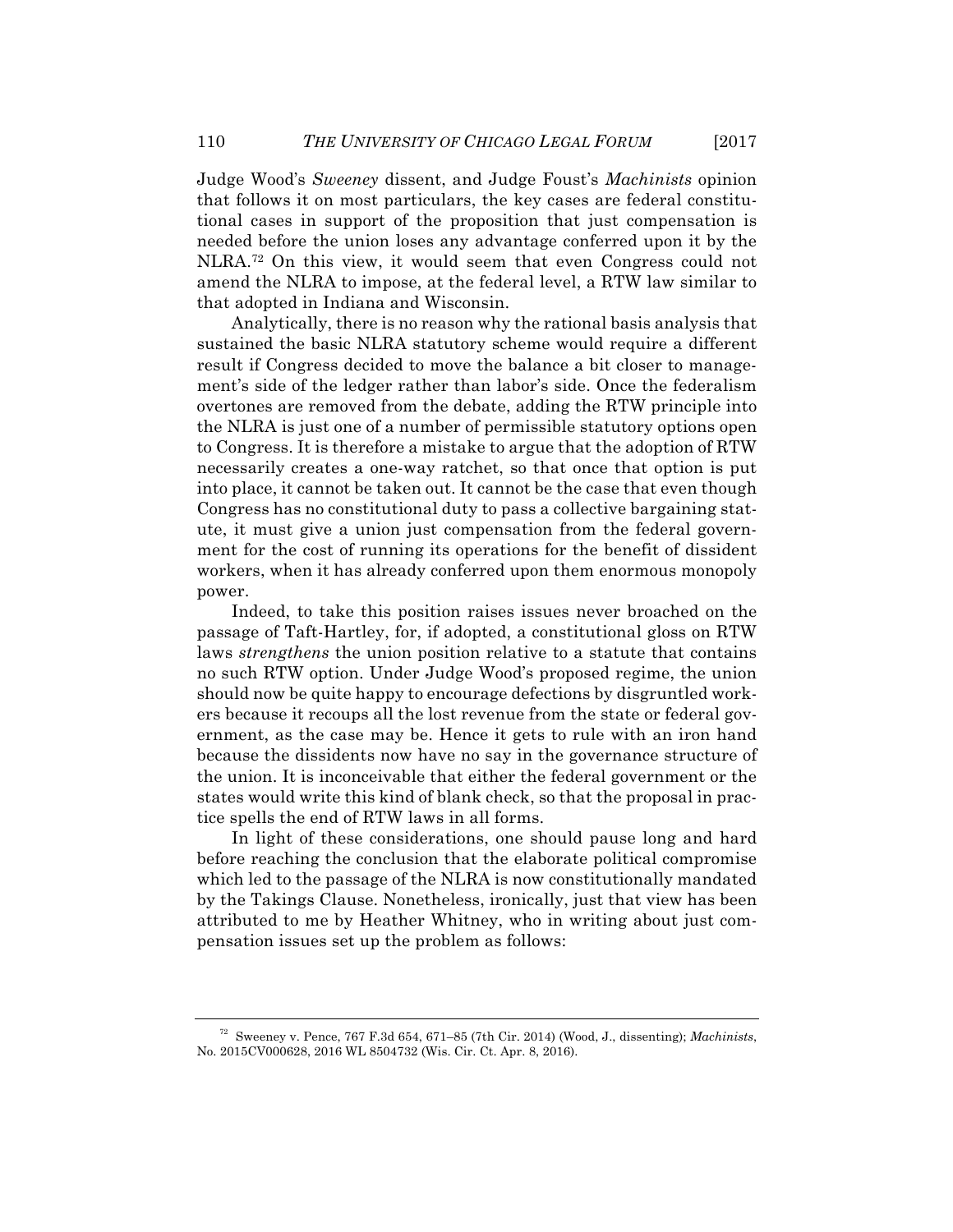Judge Wood's *Sweeney* dissent, and Judge Foust's *Machinists* opinion that follows it on most particulars, the key cases are federal constitutional cases in support of the proposition that just compensation is needed before the union loses any advantage conferred upon it by the NLRA.[72] On this view, it would seem that even Congress could not amend the NLRA to impose, at the federal level, a RTW law similar to that adopted in Indiana and Wisconsin.

Analytically, there is no reason why the rational basis analysis that sustained the basic NLRA statutory scheme would require a different result if Congress decided to move the balance a bit closer to management's side of the ledger rather than labor's side. Once the federalism overtones are removed from the debate, adding the RTW principle into the NLRA is just one of a number of permissible statutory options open to Congress. It is therefore a mistake to argue that the adoption of RTW necessarily creates a one-way ratchet, so that once that option is put into place, it cannot be taken out. It cannot be the case that even though Congress has no constitutional duty to pass a collective bargaining statute, it must give a union just compensation from the federal government for the cost of running its operations for the benefit of dissident workers, when it has already conferred upon them enormous monopoly power.

Indeed, to take this position raises issues never broached on the passage of Taft-Hartley, for, if adopted, a constitutional gloss on RTW laws *strengthens* the union position relative to a statute that contains no such RTW option. Under Judge Wood's proposed regime, the union should now be quite happy to encourage defections by disgruntled workers because it recoups all the lost revenue from the state or federal government, as the case may be. Hence it gets to rule with an iron hand because the dissidents now have no say in the governance structure of the union. It is inconceivable that either the federal government or the states would write this kind of blank check, so that the proposal in practice spells the end of RTW laws in all forms.

In light of these considerations, one should pause long and hard before reaching the conclusion that the elaborate political compromise which led to the passage of the NLRA is now constitutionally mandated by the Takings Clause. Nonetheless, ironically, just that view has been attributed to me by Heather Whitney, who in writing about just compensation issues set up the problem as follows:

[72] Sweeney v. Pence, 767 F.3d 654, 671–85 (7th Cir. 2014) (Wood, J., dissenting); *Machinists*, No. 2015CV000628, 2016 WL 8504732 (Wis. Cir. Ct. Apr. 8, 2016).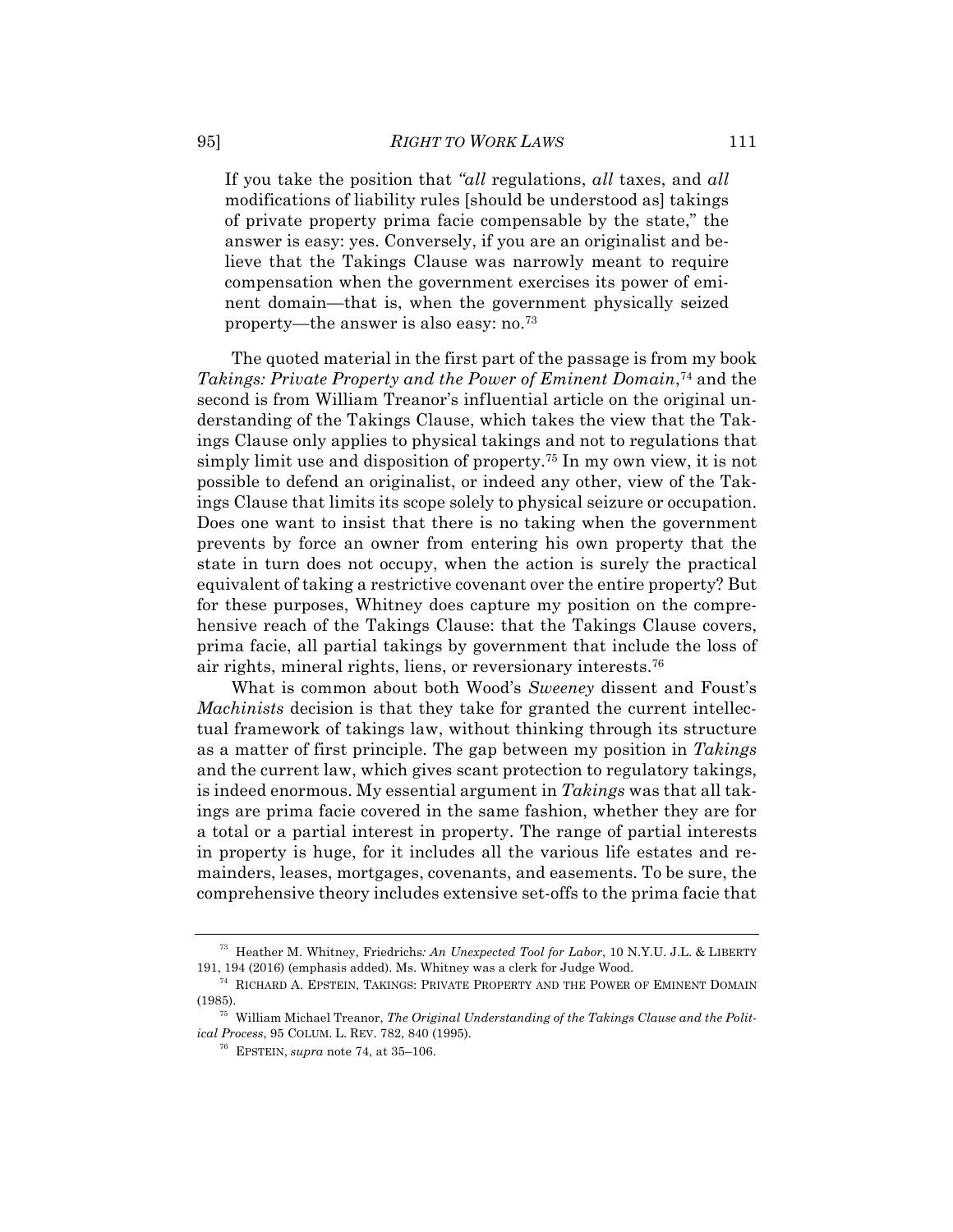> If you take the position that *"all* regulations, *all* taxes, and *all* modifications of liability rules [should be understood as] takings of private property prima facie compensable by the state," the answer is easy: yes. Conversely, if you are an originalist and believe that the Takings Clause was narrowly meant to require compensation when the government exercises its power of eminent domain—that is, when the government physically seized property—the answer is also easy: no.[73]

The quoted material in the first part of the passage is from my book *Takings: Private Property and the Power of Eminent Domain*,[74] and the second is from William Treanor's influential article on the original understanding of the Takings Clause, which takes the view that the Takings Clause only applies to physical takings and not to regulations that simply limit use and disposition of property.[75] In my own view, it is not possible to defend an originalist, or indeed any other, view of the Takings Clause that limits its scope solely to physical seizure or occupation. Does one want to insist that there is no taking when the government prevents by force an owner from entering his own property that the state in turn does not occupy, when the action is surely the practical equivalent of taking a restrictive covenant over the entire property? But for these purposes, Whitney does capture my position on the comprehensive reach of the Takings Clause: that the Takings Clause covers, prima facie, all partial takings by government that include the loss of air rights, mineral rights, liens, or reversionary interests.[76]

What is common about both Wood's *Sweeney* dissent and Foust's *Machinists* decision is that they take for granted the current intellectual framework of takings law, without thinking through its structure as a matter of first principle. The gap between my position in *Takings* and the current law, which gives scant protection to regulatory takings, is indeed enormous. My essential argument in *Takings* was that all takings are prima facie covered in the same fashion, whether they are for a total or a partial interest in property. The range of partial interests in property is huge, for it includes all the various life estates and remainders, leases, mortgages, covenants, and easements. To be sure, the comprehensive theory includes extensive set-offs to the prima facie that

---

[73] Heather M. Whitney, Friedrichs*: An Unexpected Tool for Labor*, 10 N.Y.U. J.L. & LIBERTY 191, 194 (2016) (emphasis added). Ms. Whitney was a clerk for Judge Wood.

[74] RICHARD A. EPSTEIN, TAKINGS: PRIVATE PROPERTY AND THE POWER OF EMINENT DOMAIN (1985).

[75] William Michael Treanor, *The Original Understanding of the Takings Clause and the Political Process*, 95 COLUM. L. REV. 782, 840 (1995).

[76] EPSTEIN, *supra* note 74, at 35–106.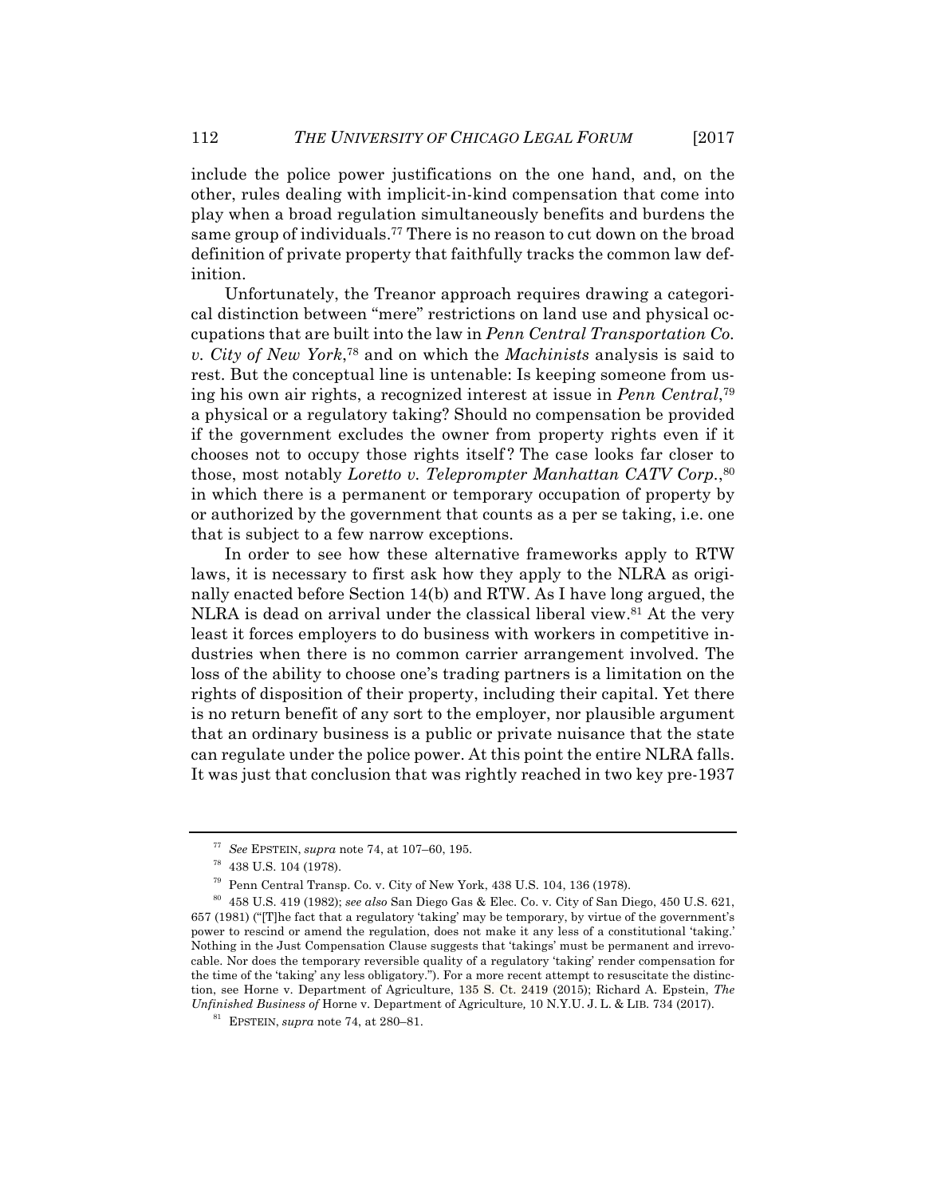include the police power justifications on the one hand, and, on the other, rules dealing with implicit-in-kind compensation that come into play when a broad regulation simultaneously benefits and burdens the same group of individuals.[77] There is no reason to cut down on the broad definition of private property that faithfully tracks the common law definition.

Unfortunately, the Treanor approach requires drawing a categorical distinction between "mere" restrictions on land use and physical occupations that are built into the law in *Penn Central Transportation Co. v. City of New York*,[78] and on which the *Machinists* analysis is said to rest. But the conceptual line is untenable: Is keeping someone from using his own air rights, a recognized interest at issue in *Penn Central*,[79] a physical or a regulatory taking? Should no compensation be provided if the government excludes the owner from property rights even if it chooses not to occupy those rights itself? The case looks far closer to those, most notably *Loretto v. Teleprompter Manhattan CATV Corp.*,[80] in which there is a permanent or temporary occupation of property by or authorized by the government that counts as a per se taking, i.e. one that is subject to a few narrow exceptions.

In order to see how these alternative frameworks apply to RTW laws, it is necessary to first ask how they apply to the NLRA as originally enacted before Section 14(b) and RTW. As I have long argued, the NLRA is dead on arrival under the classical liberal view.[81] At the very least it forces employers to do business with workers in competitive industries when there is no common carrier arrangement involved. The loss of the ability to choose one's trading partners is a limitation on the rights of disposition of their property, including their capital. Yet there is no return benefit of any sort to the employer, nor plausible argument that an ordinary business is a public or private nuisance that the state can regulate under the police power. At this point the entire NLRA falls. It was just that conclusion that was rightly reached in two key pre-1937

---

[77] *See* EPSTEIN, *supra* note 74, at 107–60, 195.

[78] 438 U.S. 104 (1978).

[79] Penn Central Transp. Co. v. City of New York, 438 U.S. 104, 136 (1978).

[80] 458 U.S. 419 (1982); *see also* San Diego Gas & Elec. Co. v. City of San Diego, 450 U.S. 621, 657 (1981) ("[T]he fact that a regulatory 'taking' may be temporary, by virtue of the government's power to rescind or amend the regulation, does not make it any less of a constitutional 'taking.' Nothing in the Just Compensation Clause suggests that 'takings' must be permanent and irrevocable. Nor does the temporary reversible quality of a regulatory 'taking' render compensation for the time of the 'taking' any less obligatory."). For a more recent attempt to resuscitate the distinction, see Horne v. Department of Agriculture, 135 S. Ct. 2419 (2015); Richard A. Epstein, *The Unfinished Business of* Horne v. Department of Agriculture*,* 10 N.Y.U. J. L. & LIB. 734 (2017).

[81] EPSTEIN, *supra* note 74, at 280–81.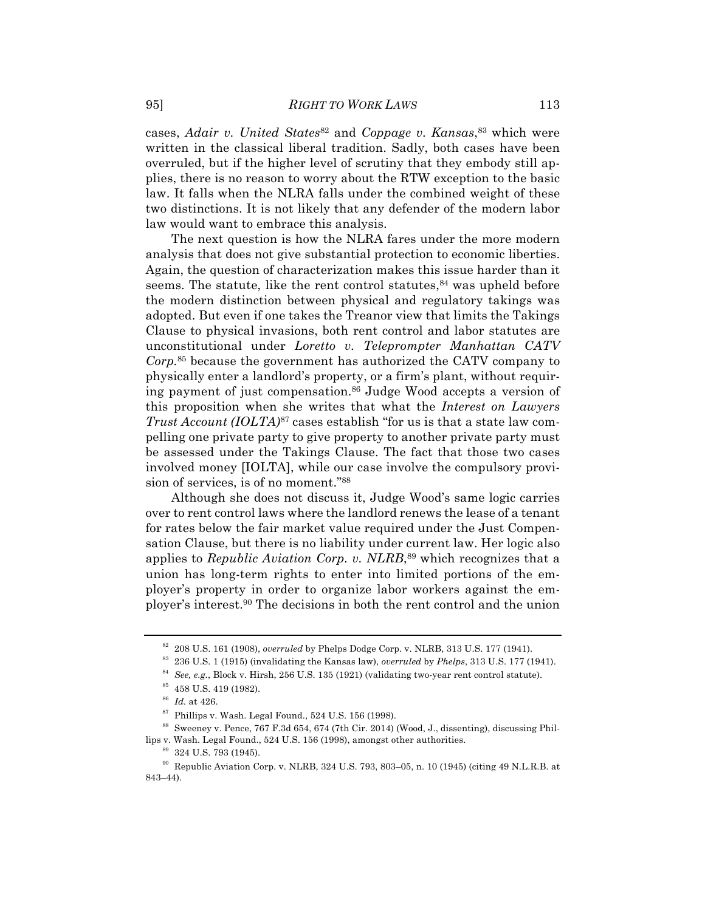cases, *Adair v. United States*[82] and *Coppage v. Kansas*,[83] which were written in the classical liberal tradition. Sadly, both cases have been overruled, but if the higher level of scrutiny that they embody still applies, there is no reason to worry about the RTW exception to the basic law. It falls when the NLRA falls under the combined weight of these two distinctions. It is not likely that any defender of the modern labor law would want to embrace this analysis.

The next question is how the NLRA fares under the more modern analysis that does not give substantial protection to economic liberties. Again, the question of characterization makes this issue harder than it seems. The statute, like the rent control statutes,[84] was upheld before the modern distinction between physical and regulatory takings was adopted. But even if one takes the Treanor view that limits the Takings Clause to physical invasions, both rent control and labor statutes are unconstitutional under *Loretto v. Teleprompter Manhattan CATV Corp.*[85] because the government has authorized the CATV company to physically enter a landlord's property, or a firm's plant, without requiring payment of just compensation.[86] Judge Wood accepts a version of this proposition when she writes that what the *Interest on Lawyers Trust Account (IOLTA)*[87] cases establish "for us is that a state law compelling one private party to give property to another private party must be assessed under the Takings Clause. The fact that those two cases involved money [IOLTA], while our case involve the compulsory provision of services, is of no moment."[88]

Although she does not discuss it, Judge Wood's same logic carries over to rent control laws where the landlord renews the lease of a tenant for rates below the fair market value required under the Just Compensation Clause, but there is no liability under current law. Her logic also applies to *Republic Aviation Corp. v. NLRB*,[89] which recognizes that a union has long-term rights to enter into limited portions of the employer's property in order to organize labor workers against the employer's interest.[90] The decisions in both the rent control and the union

---

[82] 208 U.S. 161 (1908), *overruled* by Phelps Dodge Corp. v. NLRB, 313 U.S. 177 (1941).

[83] 236 U.S. 1 (1915) (invalidating the Kansas law), *overruled* by *Phelps*, 313 U.S. 177 (1941).

[84] *See, e.g.*, Block v. Hirsh, 256 U.S. 135 (1921) (validating two-year rent control statute).

[85] 458 U.S. 419 (1982).

[86] *Id.* at 426.

[87] Phillips v. Wash. Legal Found., 524 U.S. 156 (1998).

[88] Sweeney v. Pence, 767 F.3d 654, 674 (7th Cir. 2014) (Wood, J., dissenting), discussing Phillips v. Wash. Legal Found., 524 U.S. 156 (1998), amongst other authorities.

[89] 324 U.S. 793 (1945).

[90] Republic Aviation Corp. v. NLRB, 324 U.S. 793, 803–05, n. 10 (1945) (citing 49 N.L.R.B. at 843–44).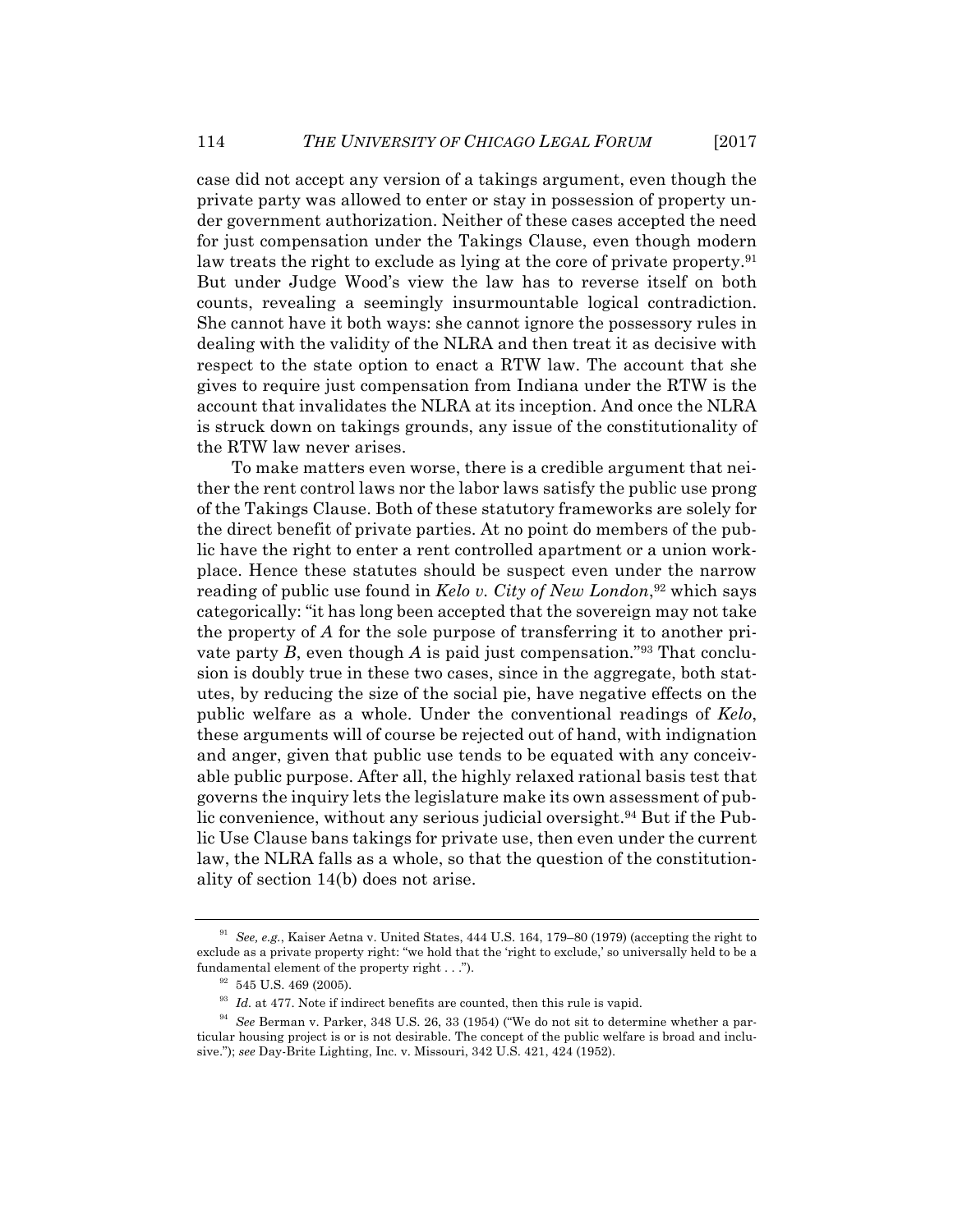case did not accept any version of a takings argument, even though the private party was allowed to enter or stay in possession of property under government authorization. Neither of these cases accepted the need for just compensation under the Takings Clause, even though modern law treats the right to exclude as lying at the core of private property.[91] But under Judge Wood's view the law has to reverse itself on both counts, revealing a seemingly insurmountable logical contradiction. She cannot have it both ways: she cannot ignore the possessory rules in dealing with the validity of the NLRA and then treat it as decisive with respect to the state option to enact a RTW law. The account that she gives to require just compensation from Indiana under the RTW is the account that invalidates the NLRA at its inception. And once the NLRA is struck down on takings grounds, any issue of the constitutionality of the RTW law never arises.

To make matters even worse, there is a credible argument that neither the rent control laws nor the labor laws satisfy the public use prong of the Takings Clause. Both of these statutory frameworks are solely for the direct benefit of private parties. At no point do members of the public have the right to enter a rent controlled apartment or a union workplace. Hence these statutes should be suspect even under the narrow reading of public use found in *Kelo v. City of New London*,[92] which says categorically: "it has long been accepted that the sovereign may not take the property of *A* for the sole purpose of transferring it to another private party *B*, even though *A* is paid just compensation."[93] That conclusion is doubly true in these two cases, since in the aggregate, both statutes, by reducing the size of the social pie, have negative effects on the public welfare as a whole. Under the conventional readings of *Kelo*, these arguments will of course be rejected out of hand, with indignation and anger, given that public use tends to be equated with any conceivable public purpose. After all, the highly relaxed rational basis test that governs the inquiry lets the legislature make its own assessment of public convenience, without any serious judicial oversight.[94] But if the Public Use Clause bans takings for private use, then even under the current law, the NLRA falls as a whole, so that the question of the constitutionality of section 14(b) does not arise.

---

[91] *See, e.g.*, Kaiser Aetna v. United States, 444 U.S. 164, 179–80 (1979) (accepting the right to exclude as a private property right: "we hold that the 'right to exclude,' so universally held to be a fundamental element of the property right . . .").

[92] 545 U.S. 469 (2005).

[93] *Id.* at 477. Note if indirect benefits are counted, then this rule is vapid.

[94] *See* Berman v. Parker, 348 U.S. 26, 33 (1954) ("We do not sit to determine whether a particular housing project is or is not desirable. The concept of the public welfare is broad and inclusive."); *see* Day-Brite Lighting, Inc. v. Missouri, 342 U.S. 421, 424 (1952).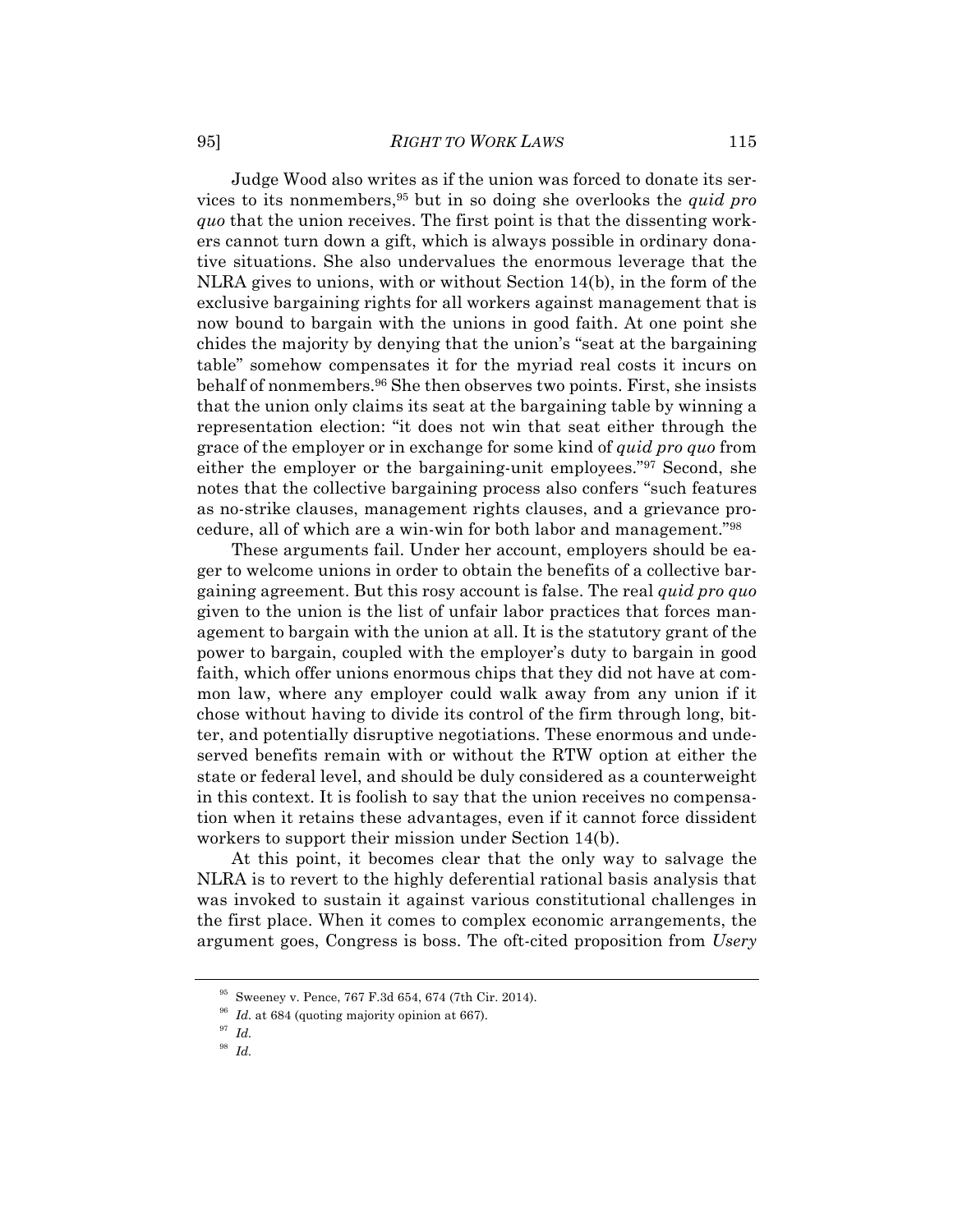Judge Wood also writes as if the union was forced to donate its services to its nonmembers,[95] but in so doing she overlooks the *quid pro quo* that the union receives. The first point is that the dissenting workers cannot turn down a gift, which is always possible in ordinary donative situations. She also undervalues the enormous leverage that the NLRA gives to unions, with or without Section 14(b), in the form of the exclusive bargaining rights for all workers against management that is now bound to bargain with the unions in good faith. At one point she chides the majority by denying that the union's "seat at the bargaining table" somehow compensates it for the myriad real costs it incurs on behalf of nonmembers.[96] She then observes two points. First, she insists that the union only claims its seat at the bargaining table by winning a representation election: "it does not win that seat either through the grace of the employer or in exchange for some kind of *quid pro quo* from either the employer or the bargaining-unit employees."[97] Second, she notes that the collective bargaining process also confers "such features as no-strike clauses, management rights clauses, and a grievance procedure, all of which are a win-win for both labor and management."[98]

These arguments fail. Under her account, employers should be eager to welcome unions in order to obtain the benefits of a collective bargaining agreement. But this rosy account is false. The real *quid pro quo* given to the union is the list of unfair labor practices that forces management to bargain with the union at all. It is the statutory grant of the power to bargain, coupled with the employer's duty to bargain in good faith, which offer unions enormous chips that they did not have at common law, where any employer could walk away from any union if it chose without having to divide its control of the firm through long, bitter, and potentially disruptive negotiations. These enormous and undeserved benefits remain with or without the RTW option at either the state or federal level, and should be duly considered as a counterweight in this context. It is foolish to say that the union receives no compensation when it retains these advantages, even if it cannot force dissident workers to support their mission under Section 14(b).

At this point, it becomes clear that the only way to salvage the NLRA is to revert to the highly deferential rational basis analysis that was invoked to sustain it against various constitutional challenges in the first place. When it comes to complex economic arrangements, the argument goes, Congress is boss. The oft-cited proposition from *Usery*

---

[95] Sweeney v. Pence, 767 F.3d 654, 674 (7th Cir. 2014).

[96] *Id.* at 684 (quoting majority opinion at 667).

[97] *Id.*

[98] *Id.*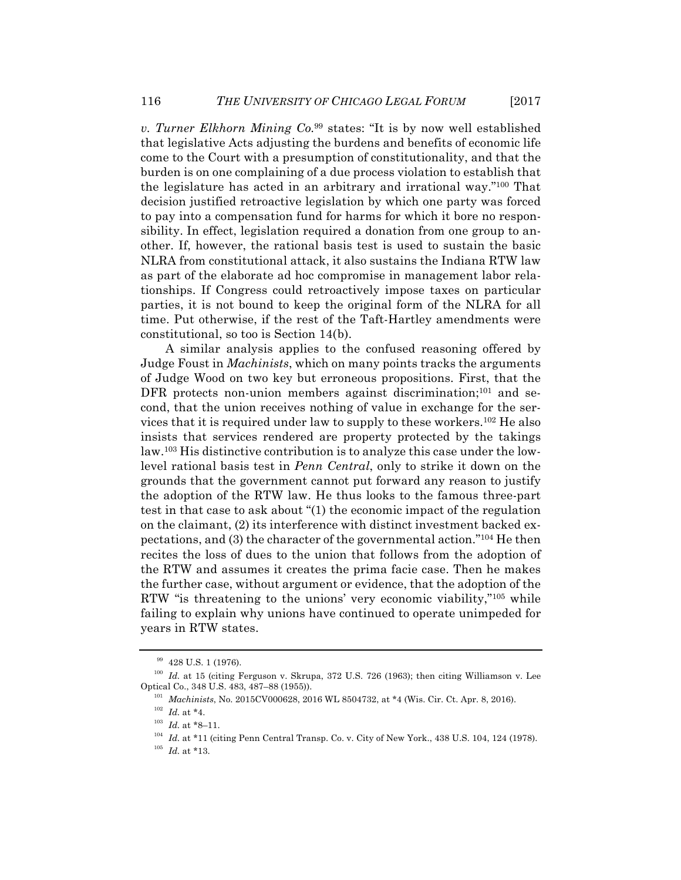*v. Turner Elkhorn Mining Co.*[99] states: "It is by now well established that legislative Acts adjusting the burdens and benefits of economic life come to the Court with a presumption of constitutionality, and that the burden is on one complaining of a due process violation to establish that the legislature has acted in an arbitrary and irrational way."[100] That decision justified retroactive legislation by which one party was forced to pay into a compensation fund for harms for which it bore no responsibility. In effect, legislation required a donation from one group to another. If, however, the rational basis test is used to sustain the basic NLRA from constitutional attack, it also sustains the Indiana RTW law as part of the elaborate ad hoc compromise in management labor relationships. If Congress could retroactively impose taxes on particular parties, it is not bound to keep the original form of the NLRA for all time. Put otherwise, if the rest of the Taft-Hartley amendments were constitutional, so too is Section 14(b).

A similar analysis applies to the confused reasoning offered by Judge Foust in *Machinists*, which on many points tracks the arguments of Judge Wood on two key but erroneous propositions. First, that the DFR protects non-union members against discrimination;[101] and second, that the union receives nothing of value in exchange for the services that it is required under law to supply to these workers.[102] He also insists that services rendered are property protected by the takings law.[103] His distinctive contribution is to analyze this case under the low-level rational basis test in *Penn Central*, only to strike it down on the grounds that the government cannot put forward any reason to justify the adoption of the RTW law. He thus looks to the famous three-part test in that case to ask about "(1) the economic impact of the regulation on the claimant, (2) its interference with distinct investment backed expectations, and (3) the character of the governmental action."[104] He then recites the loss of dues to the union that follows from the adoption of the RTW and assumes it creates the prima facie case. Then he makes the further case, without argument or evidence, that the adoption of the RTW "is threatening to the unions' very economic viability,"[105] while failing to explain why unions have continued to operate unimpeded for years in RTW states.

---

[99] 428 U.S. 1 (1976).

[100] *Id.* at 15 (citing Ferguson v. Skrupa, 372 U.S. 726 (1963); then citing Williamson v. Lee Optical Co., 348 U.S. 483, 487–88 (1955)).

[101] *Machinists*, No. 2015CV000628, 2016 WL 8504732, at *4 (Wis. Cir. Ct. Apr. 8, 2016).

[102] *Id.* at *4.

[103] *Id.* at *8–11.

[104] *Id.* at *11 (citing Penn Central Transp. Co. v. City of New York., 438 U.S. 104, 124 (1978).

[105] *Id.* at *13.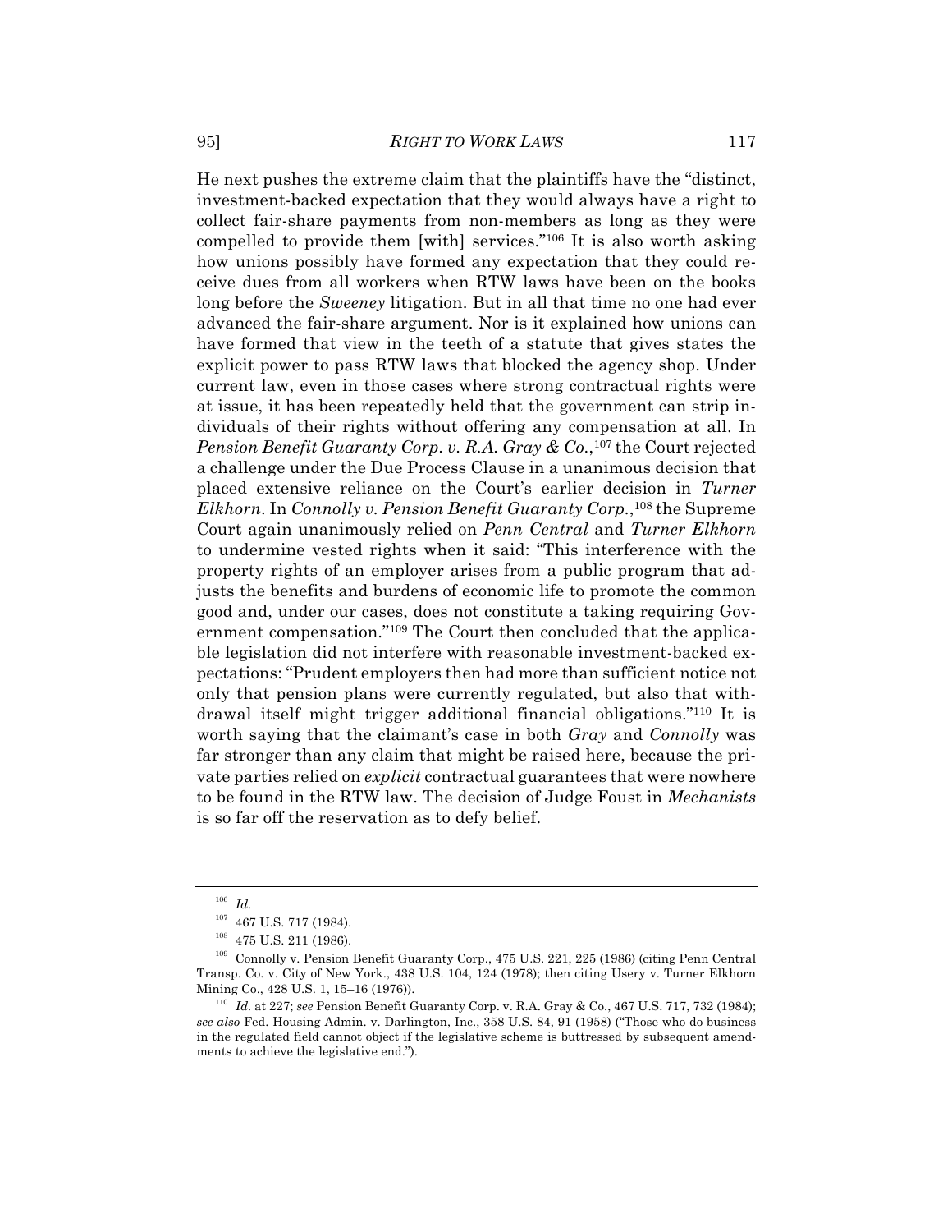He next pushes the extreme claim that the plaintiffs have the "distinct, investment-backed expectation that they would always have a right to collect fair-share payments from non-members as long as they were compelled to provide them [with] services."[106] It is also worth asking how unions possibly have formed any expectation that they could receive dues from all workers when RTW laws have been on the books long before the *Sweeney* litigation. But in all that time no one had ever advanced the fair-share argument. Nor is it explained how unions can have formed that view in the teeth of a statute that gives states the explicit power to pass RTW laws that blocked the agency shop. Under current law, even in those cases where strong contractual rights were at issue, it has been repeatedly held that the government can strip individuals of their rights without offering any compensation at all. In *Pension Benefit Guaranty Corp. v. R.A. Gray & Co.*,[107] the Court rejected a challenge under the Due Process Clause in a unanimous decision that placed extensive reliance on the Court's earlier decision in *Turner Elkhorn*. In *Connolly v. Pension Benefit Guaranty Corp.*,[108] the Supreme Court again unanimously relied on *Penn Central* and *Turner Elkhorn* to undermine vested rights when it said: "This interference with the property rights of an employer arises from a public program that adjusts the benefits and burdens of economic life to promote the common good and, under our cases, does not constitute a taking requiring Government compensation."[109] The Court then concluded that the applicable legislation did not interfere with reasonable investment-backed expectations: "Prudent employers then had more than sufficient notice not only that pension plans were currently regulated, but also that withdrawal itself might trigger additional financial obligations."[110] It is worth saying that the claimant's case in both *Gray* and *Connolly* was far stronger than any claim that might be raised here, because the private parties relied on *explicit* contractual guarantees that were nowhere to be found in the RTW law. The decision of Judge Foust in *Mechanists* is so far off the reservation as to defy belief.

---

[106] *Id.*

[107] 467 U.S. 717 (1984).

[108] 475 U.S. 211 (1986).

[109] Connolly v. Pension Benefit Guaranty Corp., 475 U.S. 221, 225 (1986) (citing Penn Central Transp. Co. v. City of New York., 438 U.S. 104, 124 (1978); then citing Usery v. Turner Elkhorn Mining Co., 428 U.S. 1, 15–16 (1976)).

[110] *Id.* at 227; *see* Pension Benefit Guaranty Corp. v. R.A. Gray & Co., 467 U.S. 717, 732 (1984); *see also* Fed. Housing Admin. v. Darlington, Inc., 358 U.S. 84, 91 (1958) ("Those who do business in the regulated field cannot object if the legislative scheme is buttressed by subsequent amendments to achieve the legislative end.").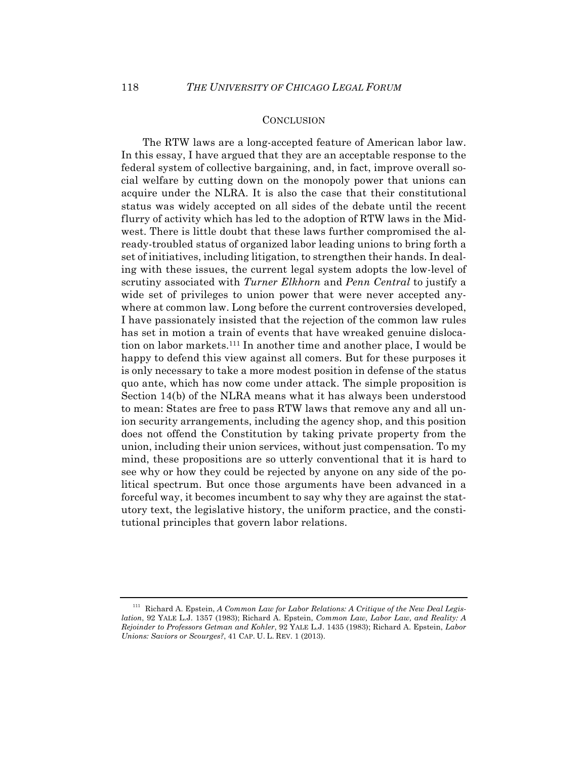## CONCLUSION

The RTW laws are a long-accepted feature of American labor law. In this essay, I have argued that they are an acceptable response to the federal system of collective bargaining, and, in fact, improve overall social welfare by cutting down on the monopoly power that unions can acquire under the NLRA. It is also the case that their constitutional status was widely accepted on all sides of the debate until the recent flurry of activity which has led to the adoption of RTW laws in the Midwest. There is little doubt that these laws further compromised the already-troubled status of organized labor leading unions to bring forth a set of initiatives, including litigation, to strengthen their hands. In dealing with these issues, the current legal system adopts the low-level of scrutiny associated with *Turner Elkhorn* and *Penn Central* to justify a wide set of privileges to union power that were never accepted anywhere at common law. Long before the current controversies developed, I have passionately insisted that the rejection of the common law rules has set in motion a train of events that have wreaked genuine dislocation on labor markets.[111] In another time and another place, I would be happy to defend this view against all comers. But for these purposes it is only necessary to take a more modest position in defense of the status quo ante, which has now come under attack. The simple proposition is Section 14(b) of the NLRA means what it has always been understood to mean: States are free to pass RTW laws that remove any and all union security arrangements, including the agency shop, and this position does not offend the Constitution by taking private property from the union, including their union services, without just compensation. To my mind, these propositions are so utterly conventional that it is hard to see why or how they could be rejected by anyone on any side of the political spectrum. But once those arguments have been advanced in a forceful way, it becomes incumbent to say why they are against the statutory text, the legislative history, the uniform practice, and the constitutional principles that govern labor relations.

---

[111] Richard A. Epstein, *A Common Law for Labor Relations: A Critique of the New Deal Legislation*, 92 YALE L.J. 1357 (1983); Richard A. Epstein, *Common Law, Labor Law, and Reality: A Rejoinder to Professors Getman and Kohler*, 92 YALE L.J. 1435 (1983); Richard A. Epstein, *Labor Unions: Saviors or Scourges?*, 41 CAP. U. L. REV. 1 (2013).